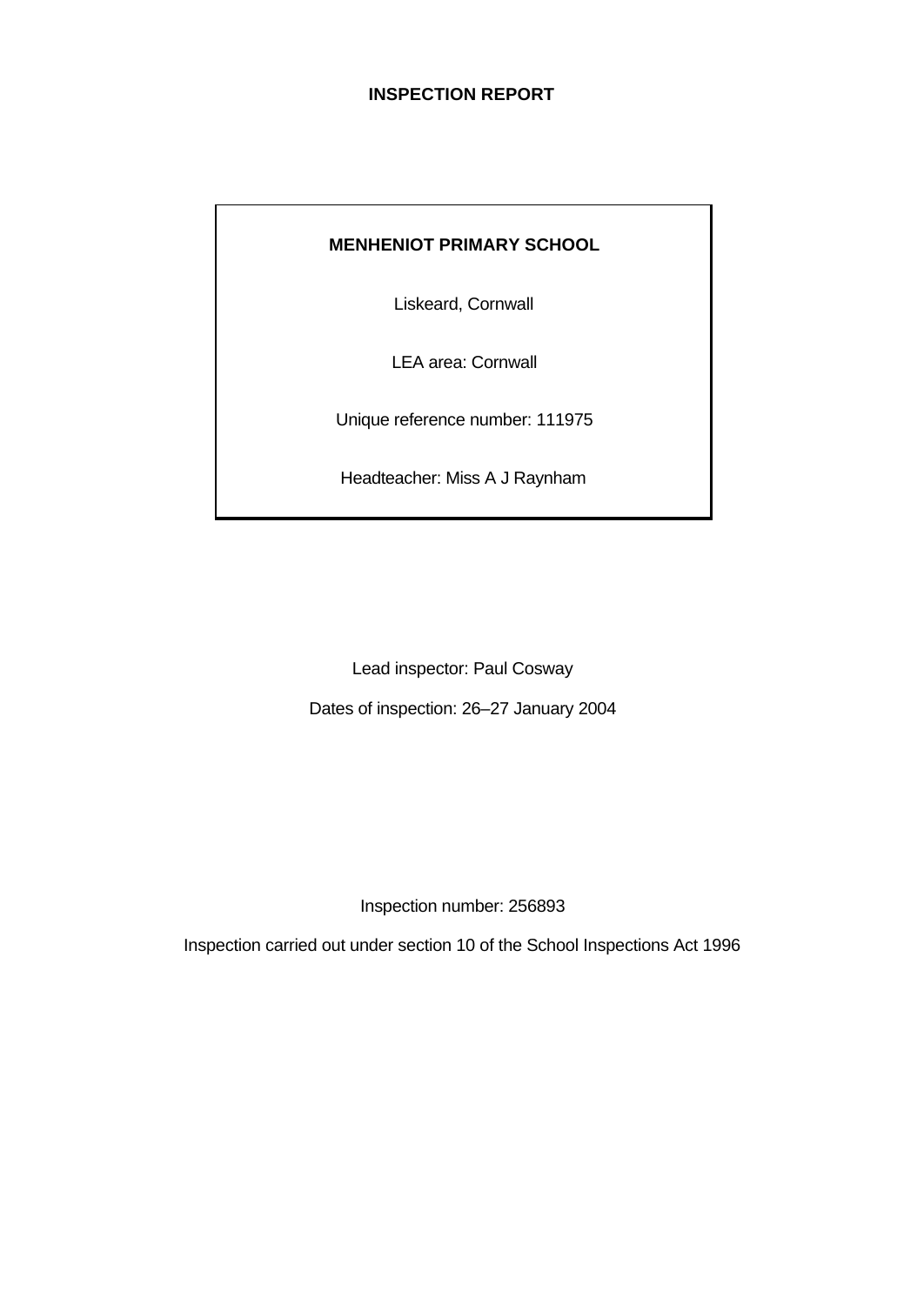# INSPECTION REPORT

**MENHENIOT PRIMARY SCHOOL**

Liskeard, Cornwall

LEA area: Cornwall

Unique reference number: 111975

Headteacher: Miss A J Raynham

Lead inspector: Paul Cosway

Dates of inspection: 26–27 January 2004

Inspection number: 256893

Inspection carried out under section 10 of the School Inspections Act 1996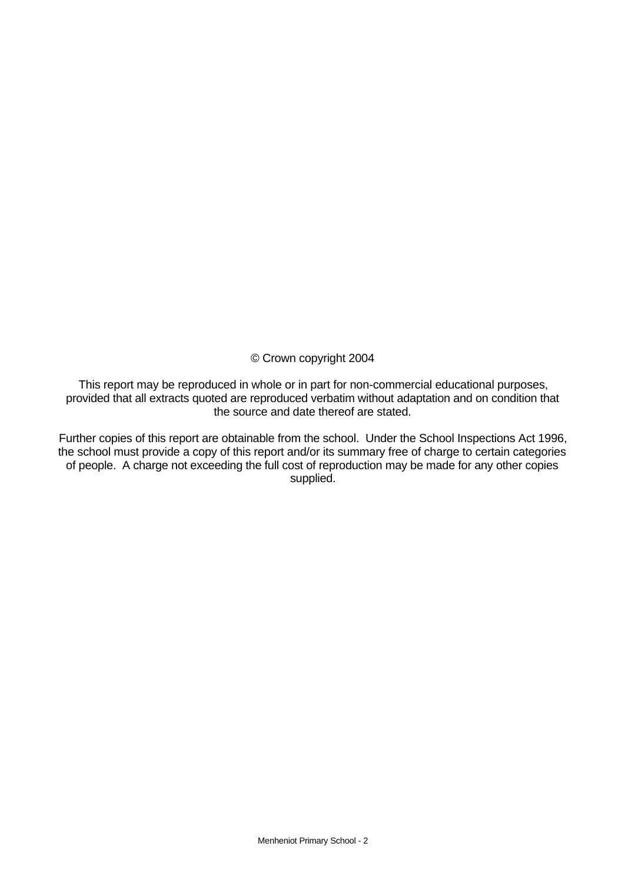© Crown copyright 2004

This report may be reproduced in whole or in part for non-commercial educational purposes, provided that all extracts quoted are reproduced verbatim without adaptation and on condition that the source and date thereof are stated.

Further copies of this report are obtainable from the school. Under the School Inspections Act 1996, the school must provide a copy of this report and/or its summary free of charge to certain categories of people. A charge not exceeding the full cost of reproduction may be made for any other copies supplied.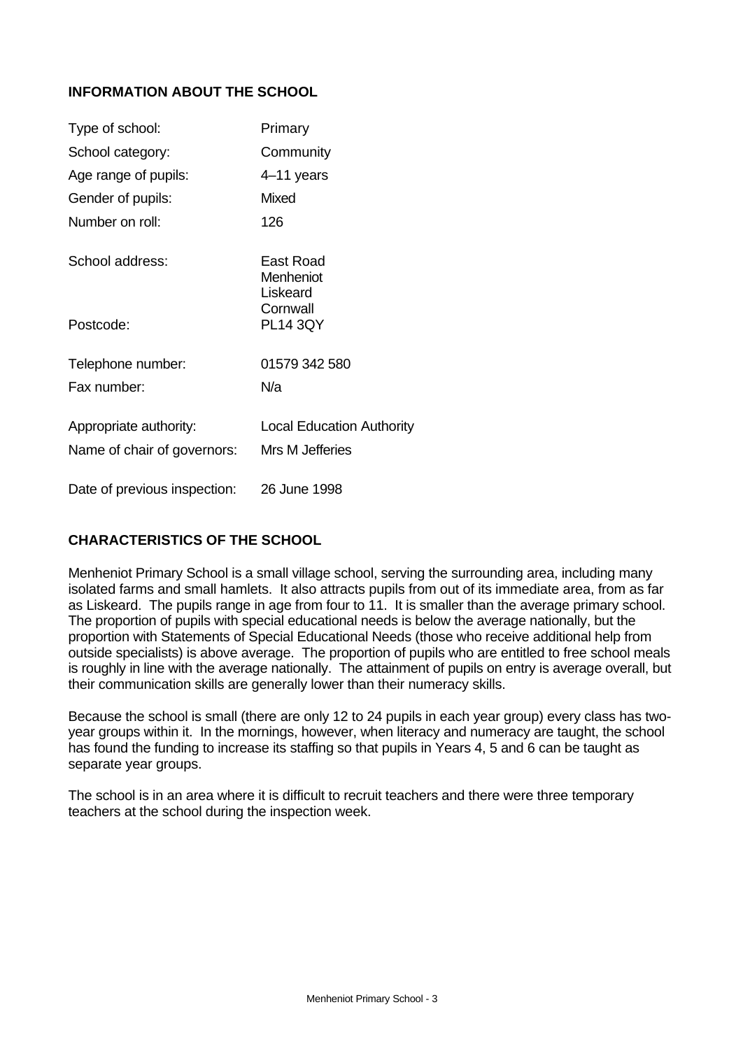## INFORMATION ABOUT THE SCHOOL

| | |
|---|---|
| Type of school: | Primary |
| School category: | Community |
| Age range of pupils: | 4–11 years |
| Gender of pupils: | Mixed |
| Number on roll: | 126 |
| School address: | East Road<br>Menheniot<br>Liskeard<br>Cornwall |
| Postcode: | PL14 3QY |
| Telephone number: | 01579 342 580 |
| Fax number: | N/a |
| Appropriate authority: | Local Education Authority |
| Name of chair of governors: | Mrs M Jefferies |
| Date of previous inspection: | 26 June 1998 |

## CHARACTERISTICS OF THE SCHOOL

Menheniot Primary School is a small village school, serving the surrounding area, including many isolated farms and small hamlets. It also attracts pupils from out of its immediate area, from as far as Liskeard. The pupils range in age from four to 11. It is smaller than the average primary school. The proportion of pupils with special educational needs is below the average nationally, but the proportion with Statements of Special Educational Needs (those who receive additional help from outside specialists) is above average. The proportion of pupils who are entitled to free school meals is roughly in line with the average nationally. The attainment of pupils on entry is average overall, but their communication skills are generally lower than their numeracy skills.

Because the school is small (there are only 12 to 24 pupils in each year group) every class has two-year groups within it. In the mornings, however, when literacy and numeracy are taught, the school has found the funding to increase its staffing so that pupils in Years 4, 5 and 6 can be taught as separate year groups.

The school is in an area where it is difficult to recruit teachers and there were three temporary teachers at the school during the inspection week.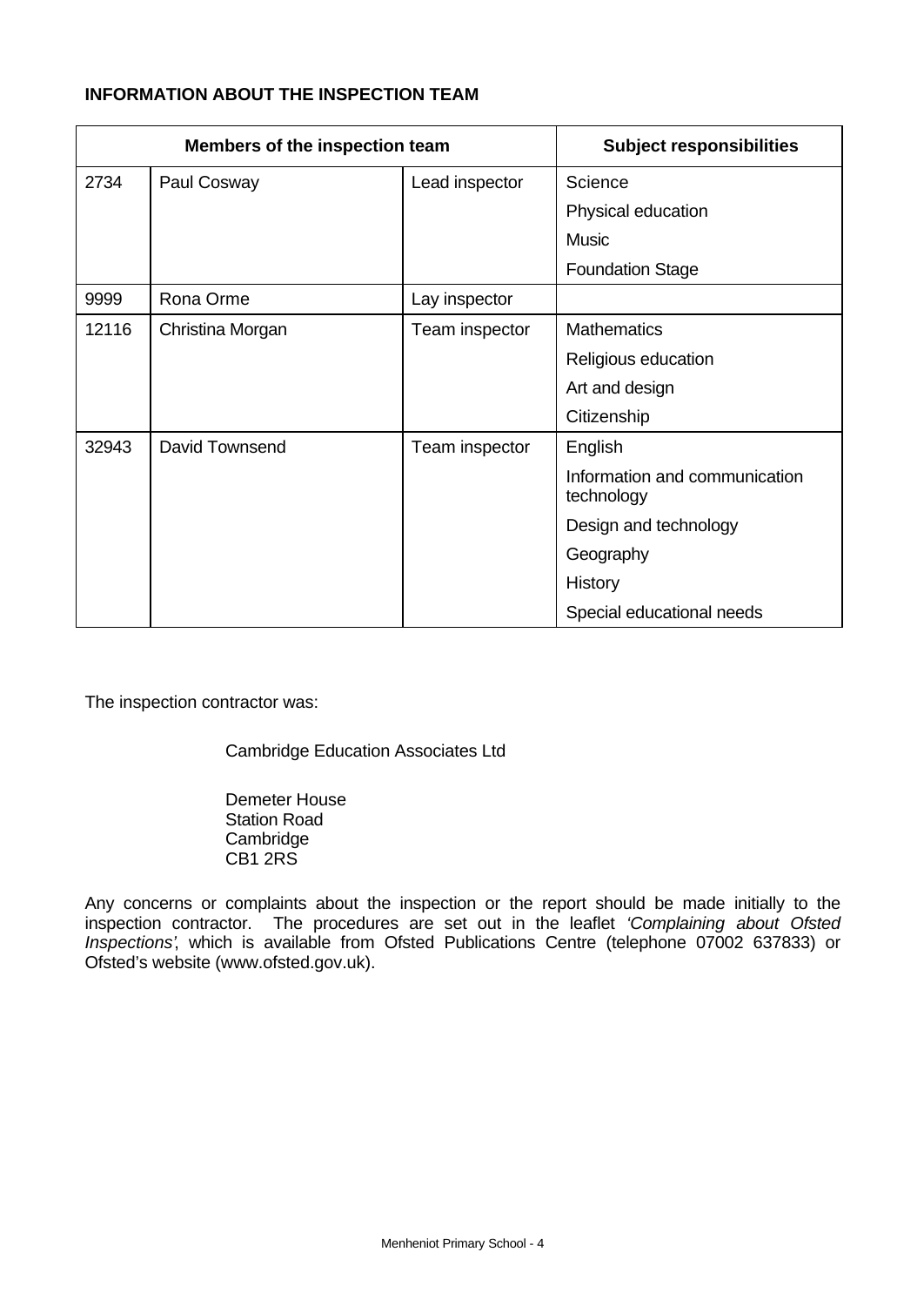**INFORMATION ABOUT THE INSPECTION TEAM**

| Members of the inspection team | | | Subject responsibilities |
|---|---|---|---|
| 2734 | Paul Cosway | Lead inspector | Science<br>Physical education<br>Music<br>Foundation Stage |
| 9999 | Rona Orme | Lay inspector | |
| 12116 | Christina Morgan | Team inspector | Mathematics<br>Religious education<br>Art and design<br>Citizenship |
| 32943 | David Townsend | Team inspector | English<br>Information and communication technology<br>Design and technology<br>Geography<br>History<br>Special educational needs |

The inspection contractor was:

Cambridge Education Associates Ltd

Demeter House
Station Road
Cambridge
CB1 2RS

Any concerns or complaints about the inspection or the report should be made initially to the inspection contractor. The procedures are set out in the leaflet *'Complaining about Ofsted Inspections'*, which is available from Ofsted Publications Centre (telephone 07002 637833) or Ofsted's website (www.ofsted.gov.uk).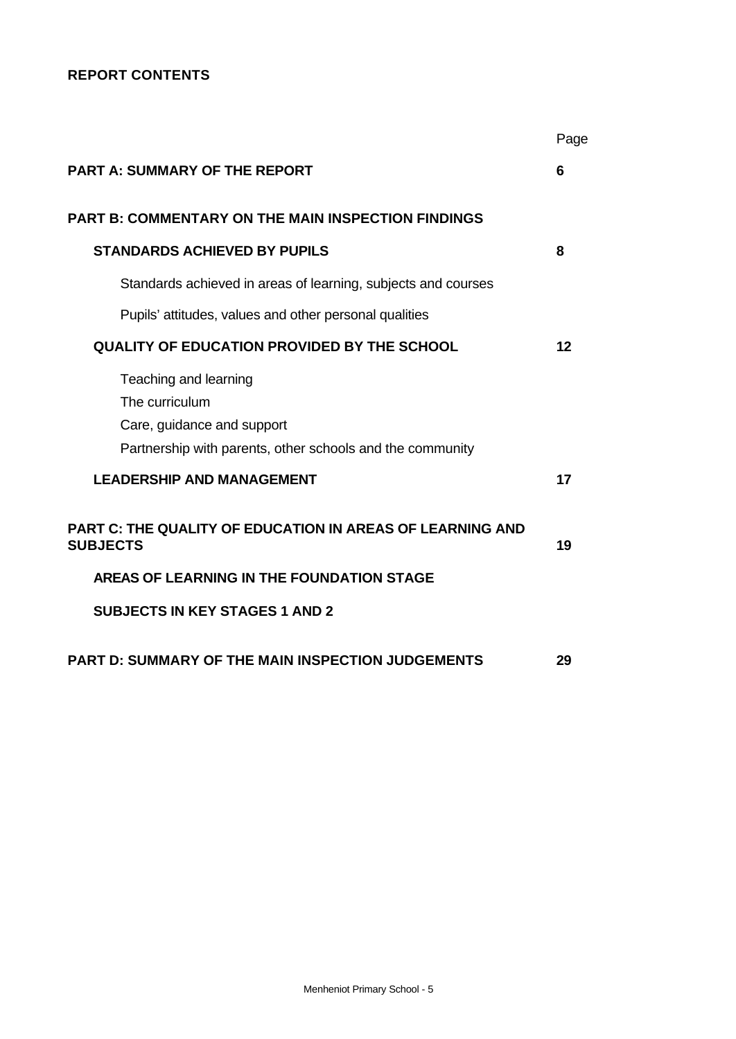**REPORT CONTENTS**

| | Page |
|---|---|
| **PART A: SUMMARY OF THE REPORT** | **6** |
| **PART B: COMMENTARY ON THE MAIN INSPECTION FINDINGS** | |
| **STANDARDS ACHIEVED BY PUPILS** | **8** |
| Standards achieved in areas of learning, subjects and courses | |
| Pupils' attitudes, values and other personal qualities | |
| **QUALITY OF EDUCATION PROVIDED BY THE SCHOOL** | **12** |
| Teaching and learning | |
| The curriculum | |
| Care, guidance and support | |
| Partnership with parents, other schools and the community | |
| **LEADERSHIP AND MANAGEMENT** | **17** |
| **PART C: THE QUALITY OF EDUCATION IN AREAS OF LEARNING AND SUBJECTS** | **19** |
| **AREAS OF LEARNING IN THE FOUNDATION STAGE** | |
| **SUBJECTS IN KEY STAGES 1 AND 2** | |
| **PART D: SUMMARY OF THE MAIN INSPECTION JUDGEMENTS** | **29** |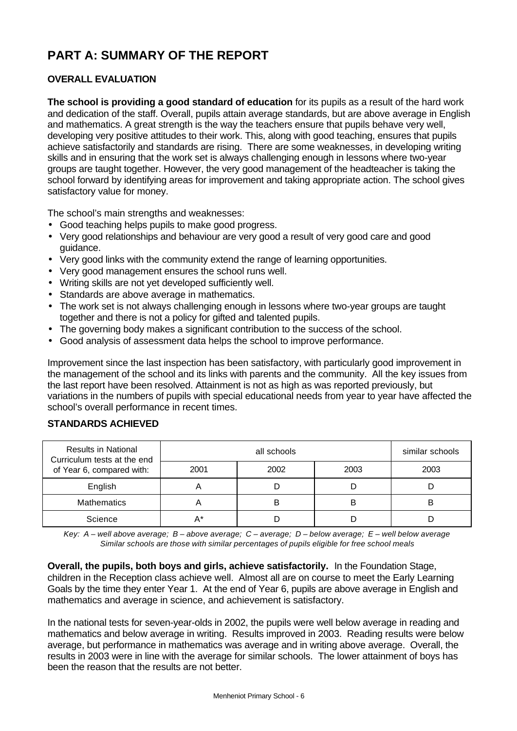# PART A: SUMMARY OF THE REPORT

## OVERALL EVALUATION

**The school is providing a good standard of education** for its pupils as a result of the hard work and dedication of the staff. Overall, pupils attain average standards, but are above average in English and mathematics. A great strength is the way the teachers ensure that pupils behave very well, developing very positive attitudes to their work. This, along with good teaching, ensures that pupils achieve satisfactorily and standards are rising. There are some weaknesses, in developing writing skills and in ensuring that the work set is always challenging enough in lessons where two-year groups are taught together. However, the very good management of the headteacher is taking the school forward by identifying areas for improvement and taking appropriate action. The school gives satisfactory value for money.

The school's main strengths and weaknesses:

- Good teaching helps pupils to make good progress.
- Very good relationships and behaviour are very good a result of very good care and good guidance.
- Very good links with the community extend the range of learning opportunities.
- Very good management ensures the school runs well.
- Writing skills are not yet developed sufficiently well.
- Standards are above average in mathematics.
- The work set is not always challenging enough in lessons where two-year groups are taught together and there is not a policy for gifted and talented pupils.
- The governing body makes a significant contribution to the success of the school.
- Good analysis of assessment data helps the school to improve performance.

Improvement since the last inspection has been satisfactory, with particularly good improvement in the management of the school and its links with parents and the community. All the key issues from the last report have been resolved. Attainment is not as high as was reported previously, but variations in the numbers of pupils with special educational needs from year to year have affected the school's overall performance in recent times.

## STANDARDS ACHIEVED

| Results in National Curriculum tests at the end of Year 6, compared with: | all schools | | | similar schools |
|---|---|---|---|---|
| | 2001 | 2002 | 2003 | 2003 |
| English | A | D | D | D |
| Mathematics | A | B | B | B |
| Science | A* | D | D | D |

*Key: A – well above average; B – above average; C – average; D – below average; E – well below average*
*Similar schools are those with similar percentages of pupils eligible for free school meals*

**Overall, the pupils, both boys and girls, achieve satisfactorily.** In the Foundation Stage, children in the Reception class achieve well. Almost all are on course to meet the Early Learning Goals by the time they enter Year 1. At the end of Year 6, pupils are above average in English and mathematics and average in science, and achievement is satisfactory.

In the national tests for seven-year-olds in 2002, the pupils were well below average in reading and mathematics and below average in writing. Results improved in 2003. Reading results were below average, but performance in mathematics was average and in writing above average. Overall, the results in 2003 were in line with the average for similar schools. The lower attainment of boys has been the reason that the results are not better.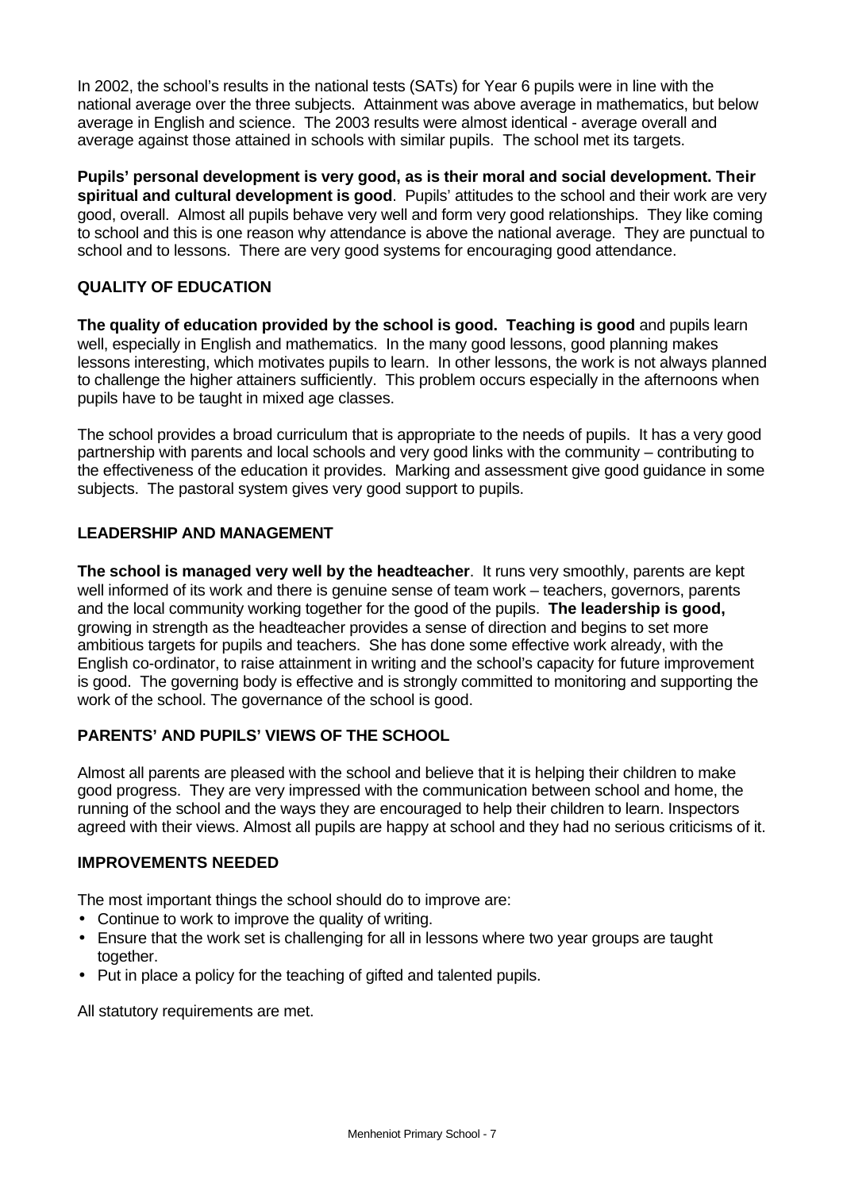In 2002, the school's results in the national tests (SATs) for Year 6 pupils were in line with the national average over the three subjects. Attainment was above average in mathematics, but below average in English and science. The 2003 results were almost identical - average overall and average against those attained in schools with similar pupils. The school met its targets.

**Pupils' personal development is very good, as is their moral and social development. Their spiritual and cultural development is good**. Pupils' attitudes to the school and their work are very good, overall. Almost all pupils behave very well and form very good relationships. They like coming to school and this is one reason why attendance is above the national average. They are punctual to school and to lessons. There are very good systems for encouraging good attendance.

## QUALITY OF EDUCATION

**The quality of education provided by the school is good. Teaching is good** and pupils learn well, especially in English and mathematics. In the many good lessons, good planning makes lessons interesting, which motivates pupils to learn. In other lessons, the work is not always planned to challenge the higher attainers sufficiently. This problem occurs especially in the afternoons when pupils have to be taught in mixed age classes.

The school provides a broad curriculum that is appropriate to the needs of pupils. It has a very good partnership with parents and local schools and very good links with the community – contributing to the effectiveness of the education it provides. Marking and assessment give good guidance in some subjects. The pastoral system gives very good support to pupils.

## LEADERSHIP AND MANAGEMENT

**The school is managed very well by the headteacher**. It runs very smoothly, parents are kept well informed of its work and there is genuine sense of team work – teachers, governors, parents and the local community working together for the good of the pupils. **The leadership is good,** growing in strength as the headteacher provides a sense of direction and begins to set more ambitious targets for pupils and teachers. She has done some effective work already, with the English co-ordinator, to raise attainment in writing and the school's capacity for future improvement is good. The governing body is effective and is strongly committed to monitoring and supporting the work of the school. The governance of the school is good.

## PARENTS' AND PUPILS' VIEWS OF THE SCHOOL

Almost all parents are pleased with the school and believe that it is helping their children to make good progress. They are very impressed with the communication between school and home, the running of the school and the ways they are encouraged to help their children to learn. Inspectors agreed with their views. Almost all pupils are happy at school and they had no serious criticisms of it.

## IMPROVEMENTS NEEDED

The most important things the school should do to improve are:

- Continue to work to improve the quality of writing.
- Ensure that the work set is challenging for all in lessons where two year groups are taught together.
- Put in place a policy for the teaching of gifted and talented pupils.

All statutory requirements are met.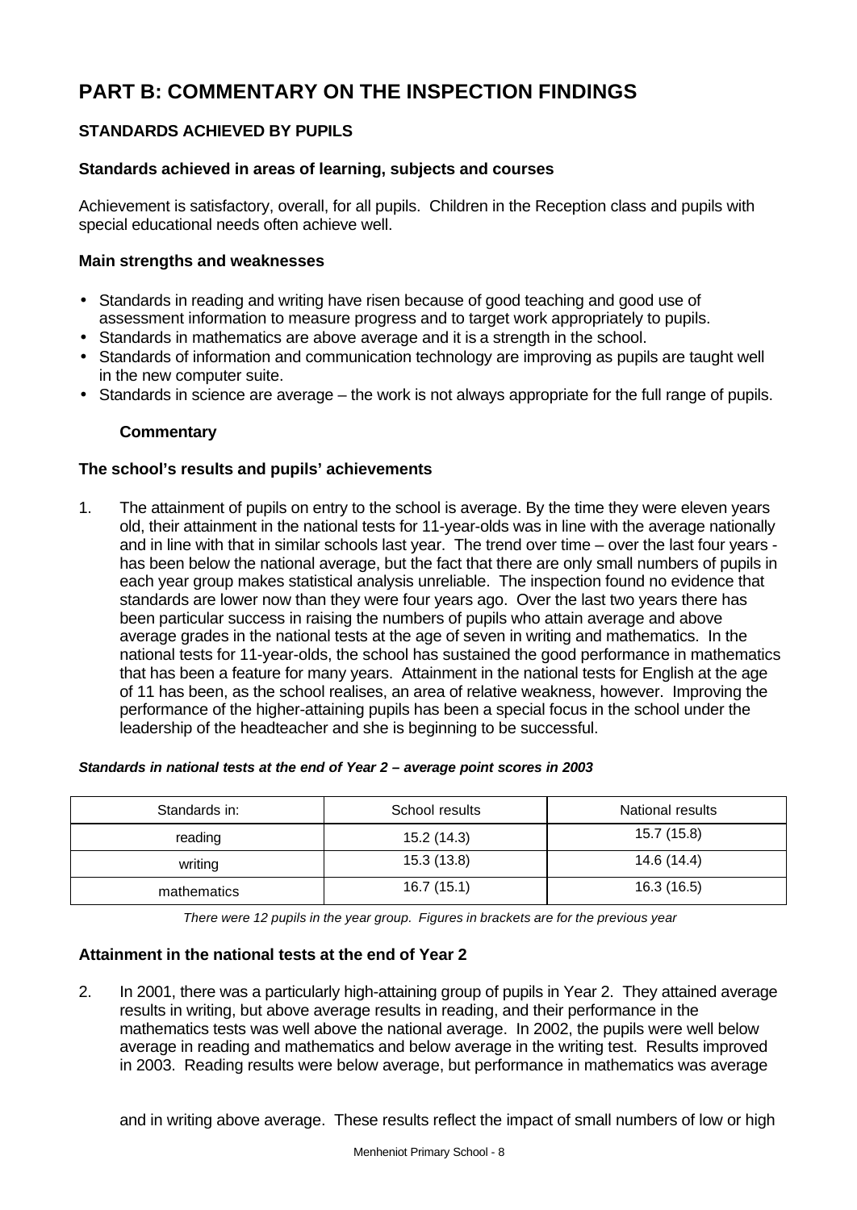# PART B: COMMENTARY ON THE INSPECTION FINDINGS

## STANDARDS ACHIEVED BY PUPILS

### Standards achieved in areas of learning, subjects and courses

Achievement is satisfactory, overall, for all pupils. Children in the Reception class and pupils with special educational needs often achieve well.

### Main strengths and weaknesses

- Standards in reading and writing have risen because of good teaching and good use of assessment information to measure progress and to target work appropriately to pupils.
- Standards in mathematics are above average and it is a strength in the school.
- Standards of information and communication technology are improving as pupils are taught well in the new computer suite.
- Standards in science are average – the work is not always appropriate for the full range of pupils.

**Commentary**

### The school's results and pupils' achievements

1. The attainment of pupils on entry to the school is average. By the time they were eleven years old, their attainment in the national tests for 11-year-olds was in line with the average nationally and in line with that in similar schools last year. The trend over time – over the last four years - has been below the national average, but the fact that there are only small numbers of pupils in each year group makes statistical analysis unreliable. The inspection found no evidence that standards are lower now than they were four years ago. Over the last two years there has been particular success in raising the numbers of pupils who attain average and above average grades in the national tests at the age of seven in writing and mathematics. In the national tests for 11-year-olds, the school has sustained the good performance in mathematics that has been a feature for many years. Attainment in the national tests for English at the age of 11 has been, as the school realises, an area of relative weakness, however. Improving the performance of the higher-attaining pupils has been a special focus in the school under the leadership of the headteacher and she is beginning to be successful.

***Standards in national tests at the end of Year 2 – average point scores in 2003***

| Standards in: | School results | National results |
|---|---|---|
| reading | 15.2 (14.3) | 15.7 (15.8) |
| writing | 15.3 (13.8) | 14.6 (14.4) |
| mathematics | 16.7 (15.1) | 16.3 (16.5) |

*There were 12 pupils in the year group. Figures in brackets are for the previous year*

### Attainment in the national tests at the end of Year 2

2. In 2001, there was a particularly high-attaining group of pupils in Year 2. They attained average results in writing, but above average results in reading, and their performance in the mathematics tests was well above the national average. In 2002, the pupils were well below average in reading and mathematics and below average in the writing test. Results improved in 2003. Reading results were below average, but performance in mathematics was average

and in writing above average. These results reflect the impact of small numbers of low or high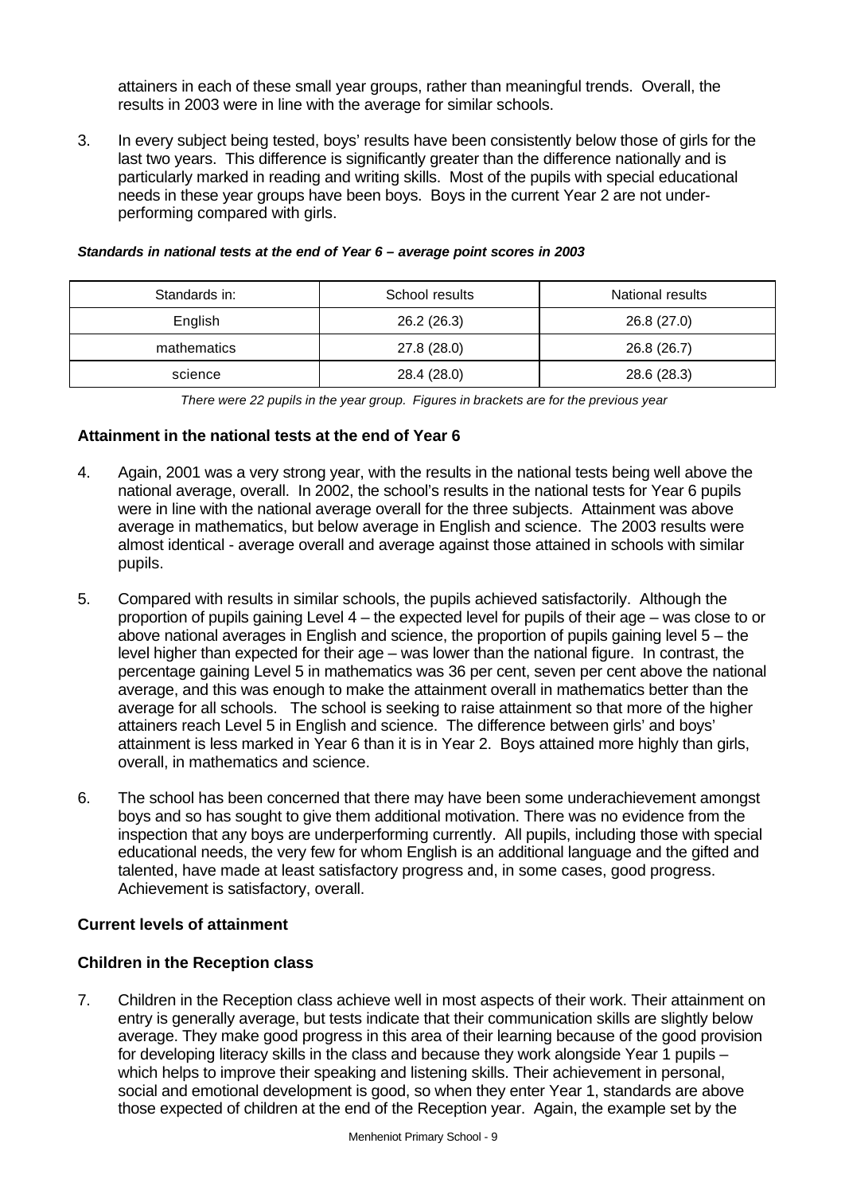attainers in each of these small year groups, rather than meaningful trends. Overall, the results in 2003 were in line with the average for similar schools.

3. In every subject being tested, boys' results have been consistently below those of girls for the last two years. This difference is significantly greater than the difference nationally and is particularly marked in reading and writing skills. Most of the pupils with special educational needs in these year groups have been boys. Boys in the current Year 2 are not under-performing compared with girls.

***Standards in national tests at the end of Year 6 – average point scores in 2003***

| Standards in: | School results | National results |
|---|---|---|
| English | 26.2 (26.3) | 26.8 (27.0) |
| mathematics | 27.8 (28.0) | 26.8 (26.7) |
| science | 28.4 (28.0) | 28.6 (28.3) |

*There were 22 pupils in the year group. Figures in brackets are for the previous year*

**Attainment in the national tests at the end of Year 6**

4. Again, 2001 was a very strong year, with the results in the national tests being well above the national average, overall. In 2002, the school's results in the national tests for Year 6 pupils were in line with the national average overall for the three subjects. Attainment was above average in mathematics, but below average in English and science. The 2003 results were almost identical - average overall and average against those attained in schools with similar pupils.

5. Compared with results in similar schools, the pupils achieved satisfactorily. Although the proportion of pupils gaining Level 4 – the expected level for pupils of their age – was close to or above national averages in English and science, the proportion of pupils gaining level 5 – the level higher than expected for their age – was lower than the national figure. In contrast, the percentage gaining Level 5 in mathematics was 36 per cent, seven per cent above the national average, and this was enough to make the attainment overall in mathematics better than the average for all schools. The school is seeking to raise attainment so that more of the higher attainers reach Level 5 in English and science. The difference between girls' and boys' attainment is less marked in Year 6 than it is in Year 2. Boys attained more highly than girls, overall, in mathematics and science.

6. The school has been concerned that there may have been some underachievement amongst boys and so has sought to give them additional motivation. There was no evidence from the inspection that any boys are underperforming currently. All pupils, including those with special educational needs, the very few for whom English is an additional language and the gifted and talented, have made at least satisfactory progress and, in some cases, good progress. Achievement is satisfactory, overall.

**Current levels of attainment**

**Children in the Reception class**

7. Children in the Reception class achieve well in most aspects of their work. Their attainment on entry is generally average, but tests indicate that their communication skills are slightly below average. They make good progress in this area of their learning because of the good provision for developing literacy skills in the class and because they work alongside Year 1 pupils – which helps to improve their speaking and listening skills. Their achievement in personal, social and emotional development is good, so when they enter Year 1, standards are above those expected of children at the end of the Reception year. Again, the example set by the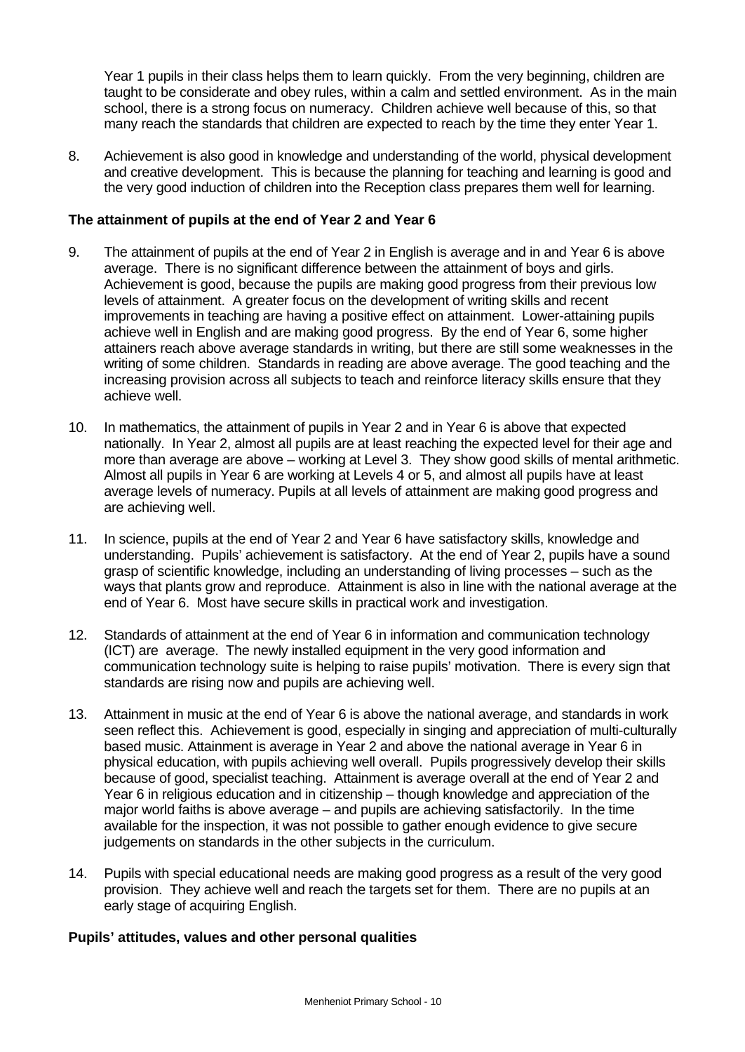Year 1 pupils in their class helps them to learn quickly. From the very beginning, children are taught to be considerate and obey rules, within a calm and settled environment. As in the main school, there is a strong focus on numeracy. Children achieve well because of this, so that many reach the standards that children are expected to reach by the time they enter Year 1.

8. Achievement is also good in knowledge and understanding of the world, physical development and creative development. This is because the planning for teaching and learning is good and the very good induction of children into the Reception class prepares them well for learning.

**The attainment of pupils at the end of Year 2 and Year 6**

9. The attainment of pupils at the end of Year 2 in English is average and in and Year 6 is above average. There is no significant difference between the attainment of boys and girls. Achievement is good, because the pupils are making good progress from their previous low levels of attainment. A greater focus on the development of writing skills and recent improvements in teaching are having a positive effect on attainment. Lower-attaining pupils achieve well in English and are making good progress. By the end of Year 6, some higher attainers reach above average standards in writing, but there are still some weaknesses in the writing of some children. Standards in reading are above average. The good teaching and the increasing provision across all subjects to teach and reinforce literacy skills ensure that they achieve well.

10. In mathematics, the attainment of pupils in Year 2 and in Year 6 is above that expected nationally. In Year 2, almost all pupils are at least reaching the expected level for their age and more than average are above – working at Level 3. They show good skills of mental arithmetic. Almost all pupils in Year 6 are working at Levels 4 or 5, and almost all pupils have at least average levels of numeracy. Pupils at all levels of attainment are making good progress and are achieving well.

11. In science, pupils at the end of Year 2 and Year 6 have satisfactory skills, knowledge and understanding. Pupils' achievement is satisfactory. At the end of Year 2, pupils have a sound grasp of scientific knowledge, including an understanding of living processes – such as the ways that plants grow and reproduce. Attainment is also in line with the national average at the end of Year 6. Most have secure skills in practical work and investigation.

12. Standards of attainment at the end of Year 6 in information and communication technology (ICT) are average. The newly installed equipment in the very good information and communication technology suite is helping to raise pupils' motivation. There is every sign that standards are rising now and pupils are achieving well.

13. Attainment in music at the end of Year 6 is above the national average, and standards in work seen reflect this. Achievement is good, especially in singing and appreciation of multi-culturally based music. Attainment is average in Year 2 and above the national average in Year 6 in physical education, with pupils achieving well overall. Pupils progressively develop their skills because of good, specialist teaching. Attainment is average overall at the end of Year 2 and Year 6 in religious education and in citizenship – though knowledge and appreciation of the major world faiths is above average – and pupils are achieving satisfactorily. In the time available for the inspection, it was not possible to gather enough evidence to give secure judgements on standards in the other subjects in the curriculum.

14. Pupils with special educational needs are making good progress as a result of the very good provision. They achieve well and reach the targets set for them. There are no pupils at an early stage of acquiring English.

**Pupils' attitudes, values and other personal qualities**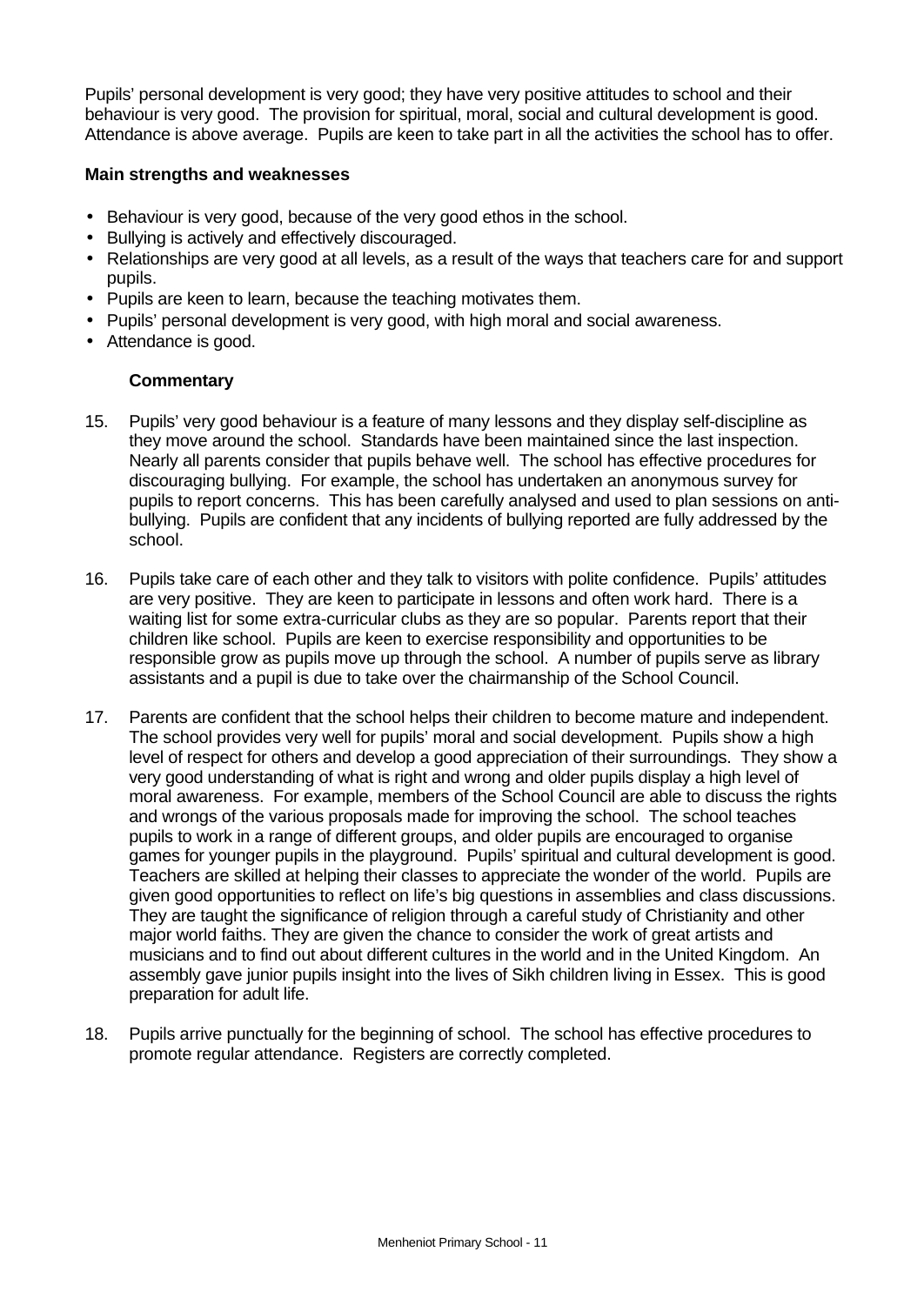Pupils' personal development is very good; they have very positive attitudes to school and their behaviour is very good. The provision for spiritual, moral, social and cultural development is good. Attendance is above average. Pupils are keen to take part in all the activities the school has to offer.

**Main strengths and weaknesses**

- Behaviour is very good, because of the very good ethos in the school.
- Bullying is actively and effectively discouraged.
- Relationships are very good at all levels, as a result of the ways that teachers care for and support pupils.
- Pupils are keen to learn, because the teaching motivates them.
- Pupils' personal development is very good, with high moral and social awareness.
- Attendance is good.

**Commentary**

15. Pupils' very good behaviour is a feature of many lessons and they display self-discipline as they move around the school. Standards have been maintained since the last inspection. Nearly all parents consider that pupils behave well. The school has effective procedures for discouraging bullying. For example, the school has undertaken an anonymous survey for pupils to report concerns. This has been carefully analysed and used to plan sessions on anti-bullying. Pupils are confident that any incidents of bullying reported are fully addressed by the school.

16. Pupils take care of each other and they talk to visitors with polite confidence. Pupils' attitudes are very positive. They are keen to participate in lessons and often work hard. There is a waiting list for some extra-curricular clubs as they are so popular. Parents report that their children like school. Pupils are keen to exercise responsibility and opportunities to be responsible grow as pupils move up through the school. A number of pupils serve as library assistants and a pupil is due to take over the chairmanship of the School Council.

17. Parents are confident that the school helps their children to become mature and independent. The school provides very well for pupils' moral and social development. Pupils show a high level of respect for others and develop a good appreciation of their surroundings. They show a very good understanding of what is right and wrong and older pupils display a high level of moral awareness. For example, members of the School Council are able to discuss the rights and wrongs of the various proposals made for improving the school. The school teaches pupils to work in a range of different groups, and older pupils are encouraged to organise games for younger pupils in the playground. Pupils' spiritual and cultural development is good. Teachers are skilled at helping their classes to appreciate the wonder of the world. Pupils are given good opportunities to reflect on life's big questions in assemblies and class discussions. They are taught the significance of religion through a careful study of Christianity and other major world faiths. They are given the chance to consider the work of great artists and musicians and to find out about different cultures in the world and in the United Kingdom. An assembly gave junior pupils insight into the lives of Sikh children living in Essex. This is good preparation for adult life.

18. Pupils arrive punctually for the beginning of school. The school has effective procedures to promote regular attendance. Registers are correctly completed.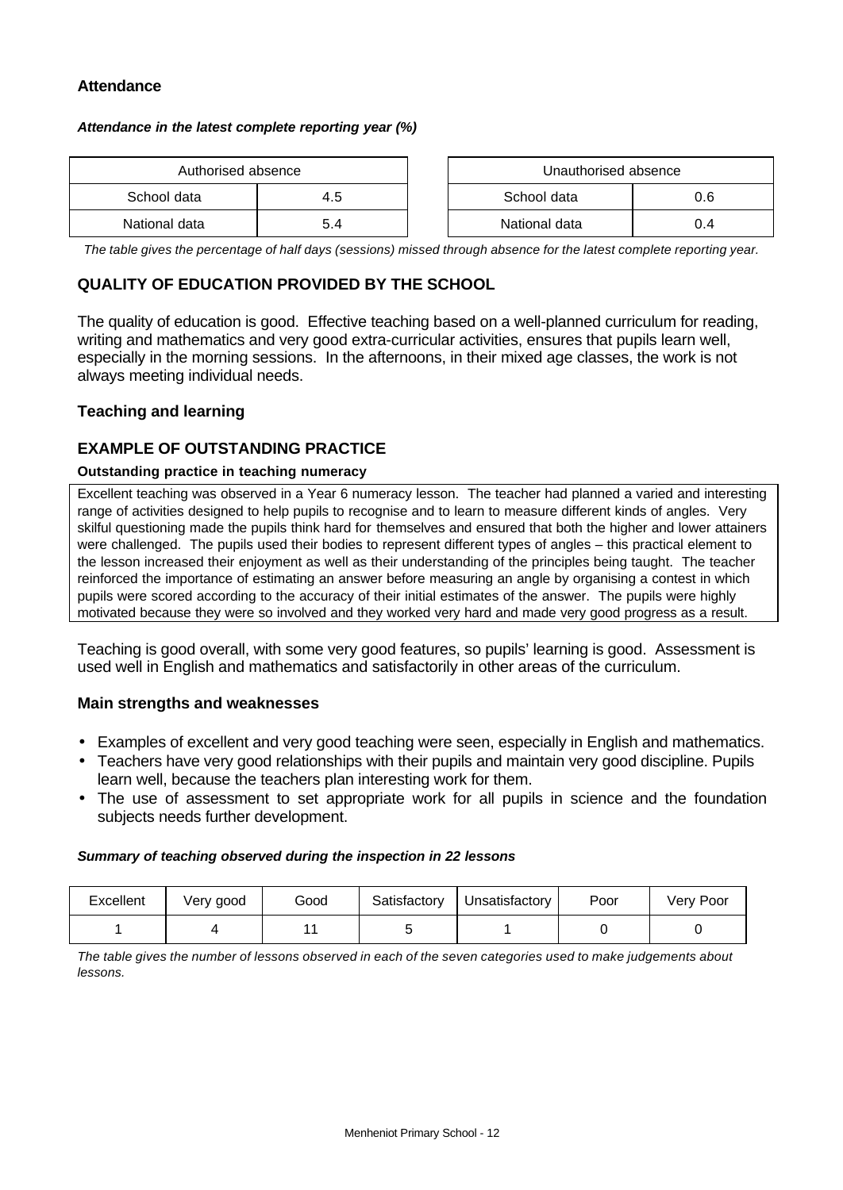### Attendance

***Attendance in the latest complete reporting year (%)***

| Authorised absence | |
|---|---|
| School data | 4.5 |
| National data | 5.4 |

| Unauthorised absence | |
|---|---|
| School data | 0.6 |
| National data | 0.4 |

*The table gives the percentage of half days (sessions) missed through absence for the latest complete reporting year.*

## QUALITY OF EDUCATION PROVIDED BY THE SCHOOL

The quality of education is good. Effective teaching based on a well-planned curriculum for reading, writing and mathematics and very good extra-curricular activities, ensures that pupils learn well, especially in the morning sessions. In the afternoons, in their mixed age classes, the work is not always meeting individual needs.

### Teaching and learning

## EXAMPLE OF OUTSTANDING PRACTICE

**Outstanding practice in teaching numeracy**

Excellent teaching was observed in a Year 6 numeracy lesson. The teacher had planned a varied and interesting range of activities designed to help pupils to recognise and to learn to measure different kinds of angles. Very skilful questioning made the pupils think hard for themselves and ensured that both the higher and lower attainers were challenged. The pupils used their bodies to represent different types of angles – this practical element to the lesson increased their enjoyment as well as their understanding of the principles being taught. The teacher reinforced the importance of estimating an answer before measuring an angle by organising a contest in which pupils were scored according to the accuracy of their initial estimates of the answer. The pupils were highly motivated because they were so involved and they worked very hard and made very good progress as a result.

Teaching is good overall, with some very good features, so pupils' learning is good. Assessment is used well in English and mathematics and satisfactorily in other areas of the curriculum.

### Main strengths and weaknesses

- Examples of excellent and very good teaching were seen, especially in English and mathematics.
- Teachers have very good relationships with their pupils and maintain very good discipline. Pupils learn well, because the teachers plan interesting work for them.
- The use of assessment to set appropriate work for all pupils in science and the foundation subjects needs further development.

***Summary of teaching observed during the inspection in 22 lessons***

| Excellent | Very good | Good | Satisfactory | Unsatisfactory | Poor | Very Poor |
|---|---|---|---|---|---|---|
| 1 | 4 | 11 | 5 | 1 | 0 | 0 |

*The table gives the number of lessons observed in each of the seven categories used to make judgements about lessons.*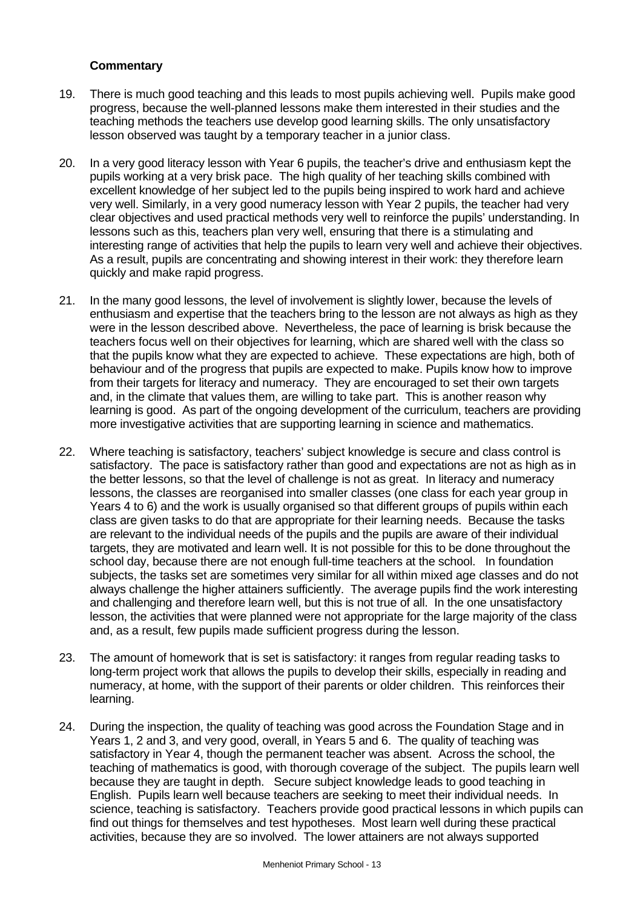**Commentary**

19. There is much good teaching and this leads to most pupils achieving well. Pupils make good progress, because the well-planned lessons make them interested in their studies and the teaching methods the teachers use develop good learning skills. The only unsatisfactory lesson observed was taught by a temporary teacher in a junior class.

20. In a very good literacy lesson with Year 6 pupils, the teacher's drive and enthusiasm kept the pupils working at a very brisk pace. The high quality of her teaching skills combined with excellent knowledge of her subject led to the pupils being inspired to work hard and achieve very well. Similarly, in a very good numeracy lesson with Year 2 pupils, the teacher had very clear objectives and used practical methods very well to reinforce the pupils' understanding. In lessons such as this, teachers plan very well, ensuring that there is a stimulating and interesting range of activities that help the pupils to learn very well and achieve their objectives. As a result, pupils are concentrating and showing interest in their work: they therefore learn quickly and make rapid progress.

21. In the many good lessons, the level of involvement is slightly lower, because the levels of enthusiasm and expertise that the teachers bring to the lesson are not always as high as they were in the lesson described above. Nevertheless, the pace of learning is brisk because the teachers focus well on their objectives for learning, which are shared well with the class so that the pupils know what they are expected to achieve. These expectations are high, both of behaviour and of the progress that pupils are expected to make. Pupils know how to improve from their targets for literacy and numeracy. They are encouraged to set their own targets and, in the climate that values them, are willing to take part. This is another reason why learning is good. As part of the ongoing development of the curriculum, teachers are providing more investigative activities that are supporting learning in science and mathematics.

22. Where teaching is satisfactory, teachers' subject knowledge is secure and class control is satisfactory. The pace is satisfactory rather than good and expectations are not as high as in the better lessons, so that the level of challenge is not as great. In literacy and numeracy lessons, the classes are reorganised into smaller classes (one class for each year group in Years 4 to 6) and the work is usually organised so that different groups of pupils within each class are given tasks to do that are appropriate for their learning needs. Because the tasks are relevant to the individual needs of the pupils and the pupils are aware of their individual targets, they are motivated and learn well. It is not possible for this to be done throughout the school day, because there are not enough full-time teachers at the school. In foundation subjects, the tasks set are sometimes very similar for all within mixed age classes and do not always challenge the higher attainers sufficiently. The average pupils find the work interesting and challenging and therefore learn well, but this is not true of all. In the one unsatisfactory lesson, the activities that were planned were not appropriate for the large majority of the class and, as a result, few pupils made sufficient progress during the lesson.

23. The amount of homework that is set is satisfactory: it ranges from regular reading tasks to long-term project work that allows the pupils to develop their skills, especially in reading and numeracy, at home, with the support of their parents or older children. This reinforces their learning.

24. During the inspection, the quality of teaching was good across the Foundation Stage and in Years 1, 2 and 3, and very good, overall, in Years 5 and 6. The quality of teaching was satisfactory in Year 4, though the permanent teacher was absent. Across the school, the teaching of mathematics is good, with thorough coverage of the subject. The pupils learn well because they are taught in depth. Secure subject knowledge leads to good teaching in English. Pupils learn well because teachers are seeking to meet their individual needs. In science, teaching is satisfactory. Teachers provide good practical lessons in which pupils can find out things for themselves and test hypotheses. Most learn well during these practical activities, because they are so involved. The lower attainers are not always supported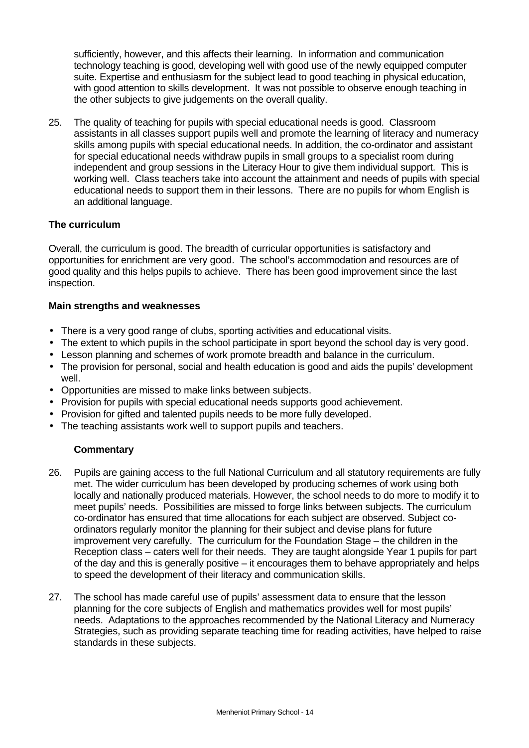sufficiently, however, and this affects their learning. In information and communication technology teaching is good, developing well with good use of the newly equipped computer suite. Expertise and enthusiasm for the subject lead to good teaching in physical education, with good attention to skills development. It was not possible to observe enough teaching in the other subjects to give judgements on the overall quality.

25. The quality of teaching for pupils with special educational needs is good. Classroom assistants in all classes support pupils well and promote the learning of literacy and numeracy skills among pupils with special educational needs. In addition, the co-ordinator and assistant for special educational needs withdraw pupils in small groups to a specialist room during independent and group sessions in the Literacy Hour to give them individual support. This is working well. Class teachers take into account the attainment and needs of pupils with special educational needs to support them in their lessons. There are no pupils for whom English is an additional language.

**The curriculum**

Overall, the curriculum is good. The breadth of curricular opportunities is satisfactory and opportunities for enrichment are very good. The school's accommodation and resources are of good quality and this helps pupils to achieve. There has been good improvement since the last inspection.

**Main strengths and weaknesses**

- There is a very good range of clubs, sporting activities and educational visits.
- The extent to which pupils in the school participate in sport beyond the school day is very good.
- Lesson planning and schemes of work promote breadth and balance in the curriculum.
- The provision for personal, social and health education is good and aids the pupils' development well.
- Opportunities are missed to make links between subjects.
- Provision for pupils with special educational needs supports good achievement.
- Provision for gifted and talented pupils needs to be more fully developed.
- The teaching assistants work well to support pupils and teachers.

**Commentary**

26. Pupils are gaining access to the full National Curriculum and all statutory requirements are fully met. The wider curriculum has been developed by producing schemes of work using both locally and nationally produced materials. However, the school needs to do more to modify it to meet pupils' needs. Possibilities are missed to forge links between subjects. The curriculum co-ordinator has ensured that time allocations for each subject are observed. Subject co-ordinators regularly monitor the planning for their subject and devise plans for future improvement very carefully. The curriculum for the Foundation Stage – the children in the Reception class – caters well for their needs. They are taught alongside Year 1 pupils for part of the day and this is generally positive – it encourages them to behave appropriately and helps to speed the development of their literacy and communication skills.

27. The school has made careful use of pupils' assessment data to ensure that the lesson planning for the core subjects of English and mathematics provides well for most pupils' needs. Adaptations to the approaches recommended by the National Literacy and Numeracy Strategies, such as providing separate teaching time for reading activities, have helped to raise standards in these subjects.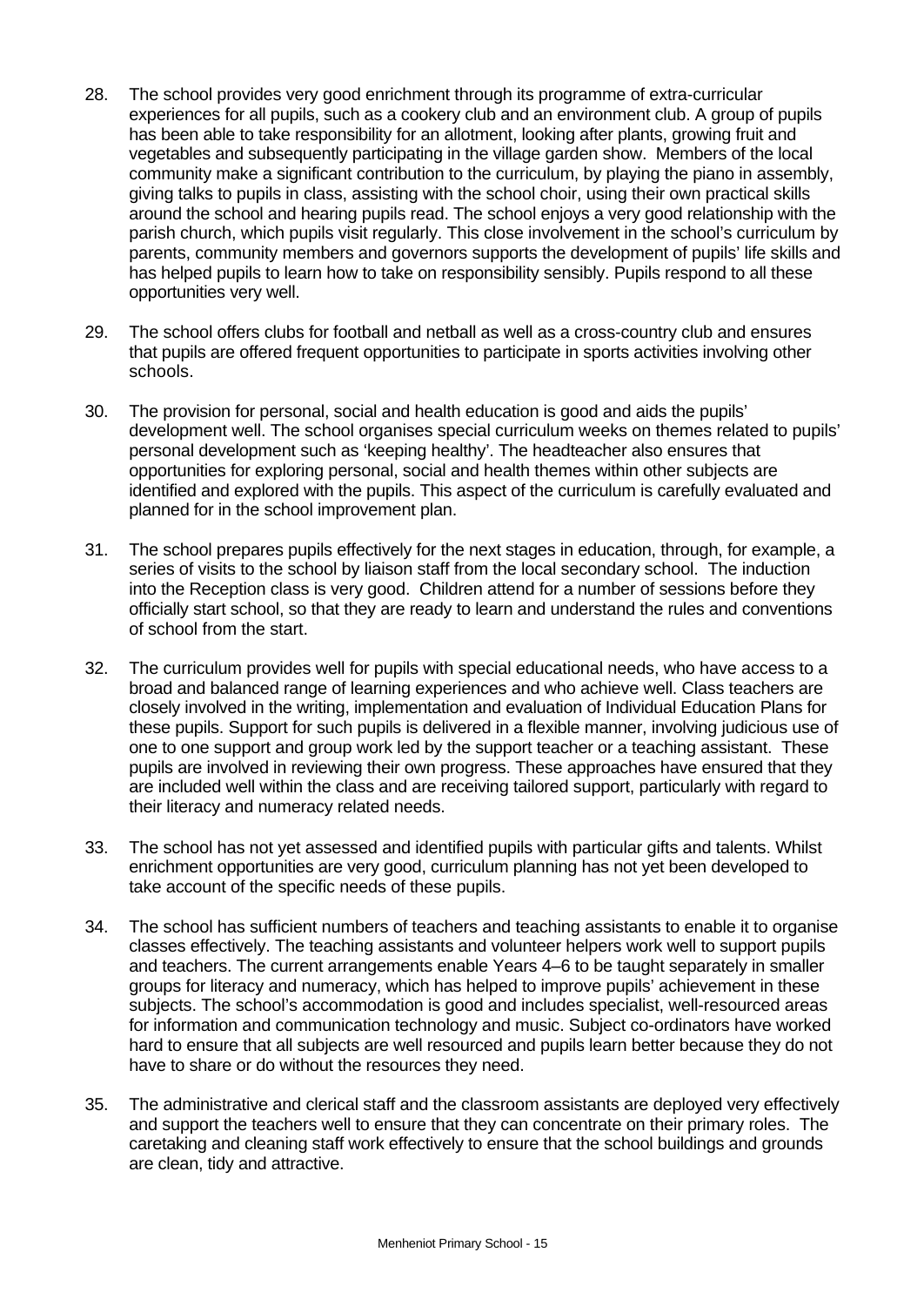28. The school provides very good enrichment through its programme of extra-curricular experiences for all pupils, such as a cookery club and an environment club. A group of pupils has been able to take responsibility for an allotment, looking after plants, growing fruit and vegetables and subsequently participating in the village garden show. Members of the local community make a significant contribution to the curriculum, by playing the piano in assembly, giving talks to pupils in class, assisting with the school choir, using their own practical skills around the school and hearing pupils read. The school enjoys a very good relationship with the parish church, which pupils visit regularly. This close involvement in the school's curriculum by parents, community members and governors supports the development of pupils' life skills and has helped pupils to learn how to take on responsibility sensibly. Pupils respond to all these opportunities very well.

29. The school offers clubs for football and netball as well as a cross-country club and ensures that pupils are offered frequent opportunities to participate in sports activities involving other schools.

30. The provision for personal, social and health education is good and aids the pupils' development well. The school organises special curriculum weeks on themes related to pupils' personal development such as 'keeping healthy'. The headteacher also ensures that opportunities for exploring personal, social and health themes within other subjects are identified and explored with the pupils. This aspect of the curriculum is carefully evaluated and planned for in the school improvement plan.

31. The school prepares pupils effectively for the next stages in education, through, for example, a series of visits to the school by liaison staff from the local secondary school. The induction into the Reception class is very good. Children attend for a number of sessions before they officially start school, so that they are ready to learn and understand the rules and conventions of school from the start.

32. The curriculum provides well for pupils with special educational needs, who have access to a broad and balanced range of learning experiences and who achieve well. Class teachers are closely involved in the writing, implementation and evaluation of Individual Education Plans for these pupils. Support for such pupils is delivered in a flexible manner, involving judicious use of one to one support and group work led by the support teacher or a teaching assistant. These pupils are involved in reviewing their own progress. These approaches have ensured that they are included well within the class and are receiving tailored support, particularly with regard to their literacy and numeracy related needs.

33. The school has not yet assessed and identified pupils with particular gifts and talents. Whilst enrichment opportunities are very good, curriculum planning has not yet been developed to take account of the specific needs of these pupils.

34. The school has sufficient numbers of teachers and teaching assistants to enable it to organise classes effectively. The teaching assistants and volunteer helpers work well to support pupils and teachers. The current arrangements enable Years 4–6 to be taught separately in smaller groups for literacy and numeracy, which has helped to improve pupils' achievement in these subjects. The school's accommodation is good and includes specialist, well-resourced areas for information and communication technology and music. Subject co-ordinators have worked hard to ensure that all subjects are well resourced and pupils learn better because they do not have to share or do without the resources they need.

35. The administrative and clerical staff and the classroom assistants are deployed very effectively and support the teachers well to ensure that they can concentrate on their primary roles. The caretaking and cleaning staff work effectively to ensure that the school buildings and grounds are clean, tidy and attractive.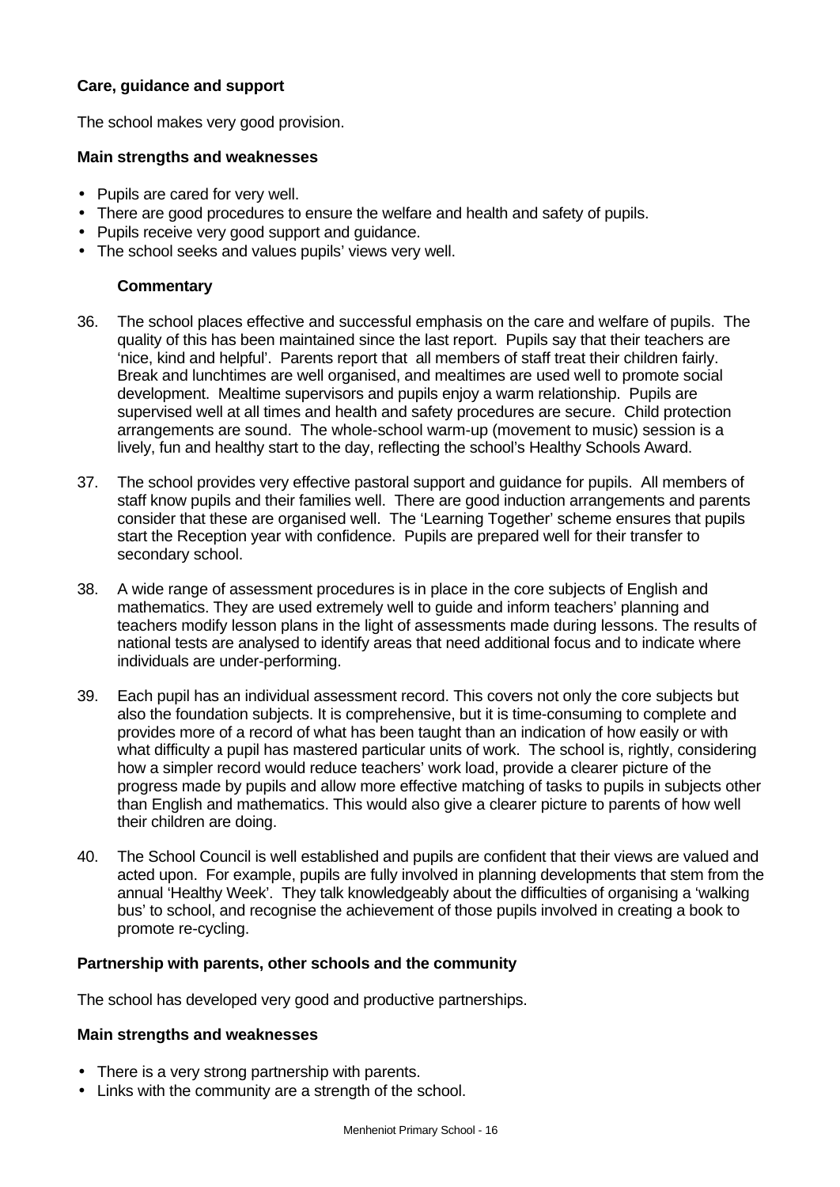**Care, guidance and support**

The school makes very good provision.

**Main strengths and weaknesses**

- Pupils are cared for very well.
- There are good procedures to ensure the welfare and health and safety of pupils.
- Pupils receive very good support and guidance.
- The school seeks and values pupils' views very well.

**Commentary**

36. The school places effective and successful emphasis on the care and welfare of pupils. The quality of this has been maintained since the last report. Pupils say that their teachers are 'nice, kind and helpful'. Parents report that all members of staff treat their children fairly. Break and lunchtimes are well organised, and mealtimes are used well to promote social development. Mealtime supervisors and pupils enjoy a warm relationship. Pupils are supervised well at all times and health and safety procedures are secure. Child protection arrangements are sound. The whole-school warm-up (movement to music) session is a lively, fun and healthy start to the day, reflecting the school's Healthy Schools Award.

37. The school provides very effective pastoral support and guidance for pupils. All members of staff know pupils and their families well. There are good induction arrangements and parents consider that these are organised well. The 'Learning Together' scheme ensures that pupils start the Reception year with confidence. Pupils are prepared well for their transfer to secondary school.

38. A wide range of assessment procedures is in place in the core subjects of English and mathematics. They are used extremely well to guide and inform teachers' planning and teachers modify lesson plans in the light of assessments made during lessons. The results of national tests are analysed to identify areas that need additional focus and to indicate where individuals are under-performing.

39. Each pupil has an individual assessment record. This covers not only the core subjects but also the foundation subjects. It is comprehensive, but it is time-consuming to complete and provides more of a record of what has been taught than an indication of how easily or with what difficulty a pupil has mastered particular units of work. The school is, rightly, considering how a simpler record would reduce teachers' work load, provide a clearer picture of the progress made by pupils and allow more effective matching of tasks to pupils in subjects other than English and mathematics. This would also give a clearer picture to parents of how well their children are doing.

40. The School Council is well established and pupils are confident that their views are valued and acted upon. For example, pupils are fully involved in planning developments that stem from the annual 'Healthy Week'. They talk knowledgeably about the difficulties of organising a 'walking bus' to school, and recognise the achievement of those pupils involved in creating a book to promote re-cycling.

**Partnership with parents, other schools and the community**

The school has developed very good and productive partnerships.

**Main strengths and weaknesses**

- There is a very strong partnership with parents.
- Links with the community are a strength of the school.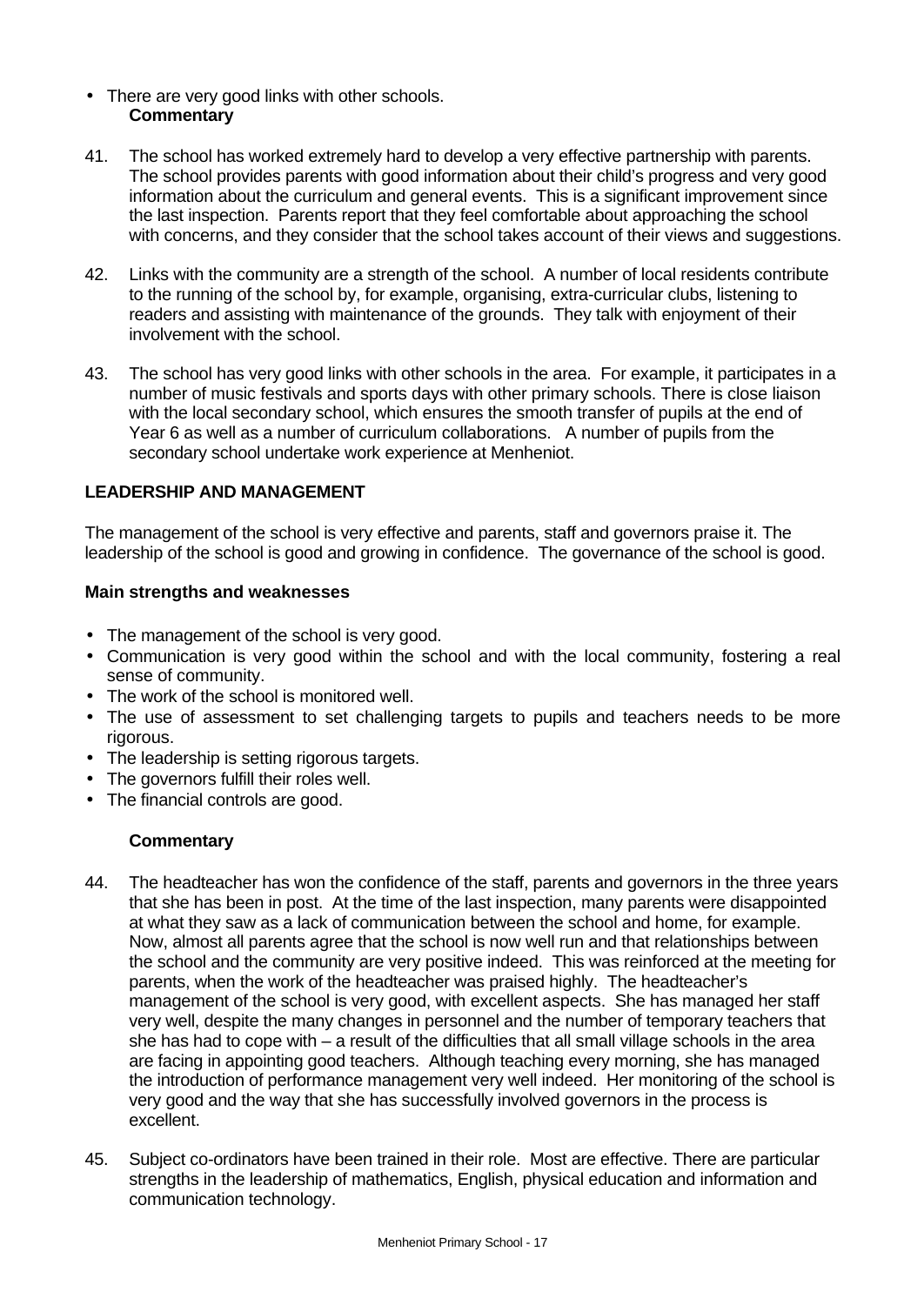- There are very good links with other schools.

**Commentary**

41. The school has worked extremely hard to develop a very effective partnership with parents. The school provides parents with good information about their child's progress and very good information about the curriculum and general events. This is a significant improvement since the last inspection. Parents report that they feel comfortable about approaching the school with concerns, and they consider that the school takes account of their views and suggestions.

42. Links with the community are a strength of the school. A number of local residents contribute to the running of the school by, for example, organising, extra-curricular clubs, listening to readers and assisting with maintenance of the grounds. They talk with enjoyment of their involvement with the school.

43. The school has very good links with other schools in the area. For example, it participates in a number of music festivals and sports days with other primary schools. There is close liaison with the local secondary school, which ensures the smooth transfer of pupils at the end of Year 6 as well as a number of curriculum collaborations. A number of pupils from the secondary school undertake work experience at Menheniot.

**LEADERSHIP AND MANAGEMENT**

The management of the school is very effective and parents, staff and governors praise it. The leadership of the school is good and growing in confidence. The governance of the school is good.

**Main strengths and weaknesses**

- The management of the school is very good.
- Communication is very good within the school and with the local community, fostering a real sense of community.
- The work of the school is monitored well.
- The use of assessment to set challenging targets to pupils and teachers needs to be more rigorous.
- The leadership is setting rigorous targets.
- The governors fulfill their roles well.
- The financial controls are good.

**Commentary**

44. The headteacher has won the confidence of the staff, parents and governors in the three years that she has been in post. At the time of the last inspection, many parents were disappointed at what they saw as a lack of communication between the school and home, for example. Now, almost all parents agree that the school is now well run and that relationships between the school and the community are very positive indeed. This was reinforced at the meeting for parents, when the work of the headteacher was praised highly. The headteacher's management of the school is very good, with excellent aspects. She has managed her staff very well, despite the many changes in personnel and the number of temporary teachers that she has had to cope with – a result of the difficulties that all small village schools in the area are facing in appointing good teachers. Although teaching every morning, she has managed the introduction of performance management very well indeed. Her monitoring of the school is very good and the way that she has successfully involved governors in the process is excellent.

45. Subject co-ordinators have been trained in their role. Most are effective. There are particular strengths in the leadership of mathematics, English, physical education and information and communication technology.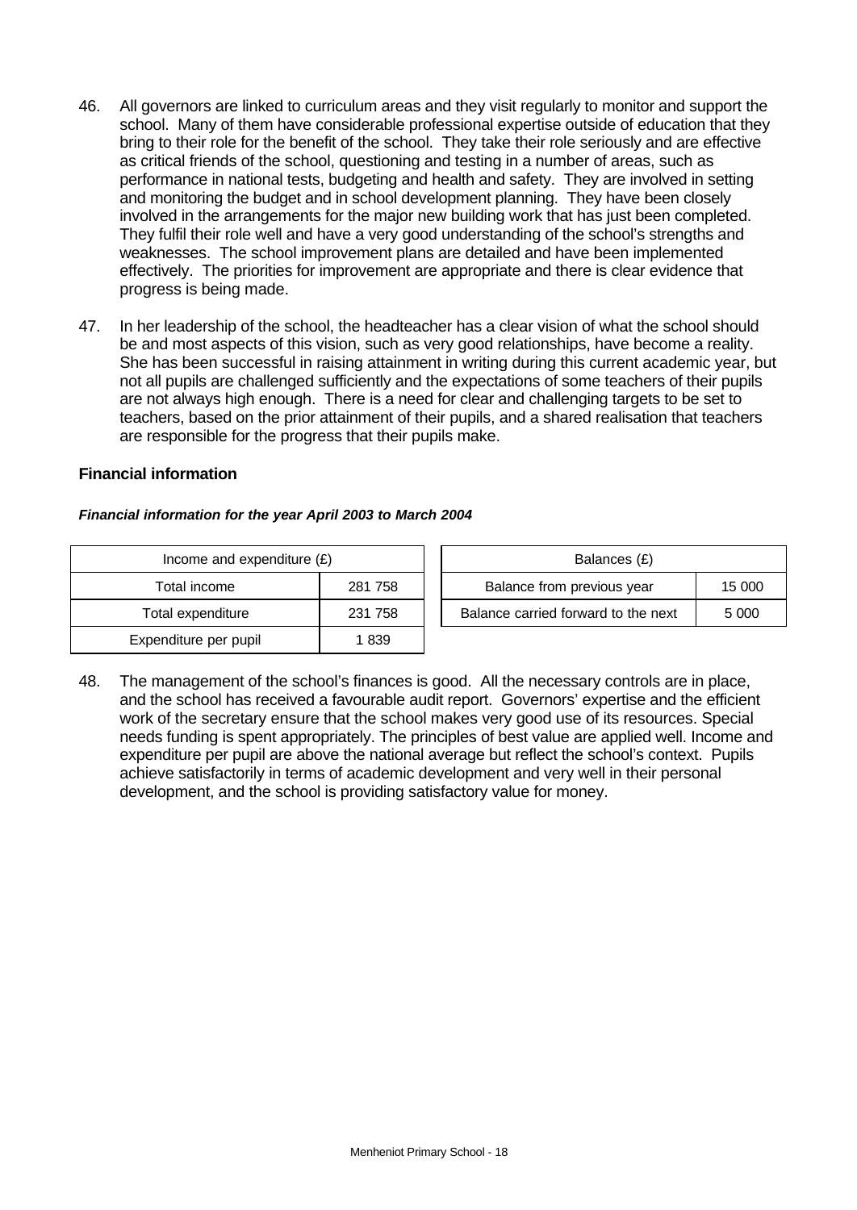46. All governors are linked to curriculum areas and they visit regularly to monitor and support the school. Many of them have considerable professional expertise outside of education that they bring to their role for the benefit of the school. They take their role seriously and are effective as critical friends of the school, questioning and testing in a number of areas, such as performance in national tests, budgeting and health and safety. They are involved in setting and monitoring the budget and in school development planning. They have been closely involved in the arrangements for the major new building work that has just been completed. They fulfil their role well and have a very good understanding of the school's strengths and weaknesses. The school improvement plans are detailed and have been implemented effectively. The priorities for improvement are appropriate and there is clear evidence that progress is being made.

47. In her leadership of the school, the headteacher has a clear vision of what the school should be and most aspects of this vision, such as very good relationships, have become a reality. She has been successful in raising attainment in writing during this current academic year, but not all pupils are challenged sufficiently and the expectations of some teachers of their pupils are not always high enough. There is a need for clear and challenging targets to be set to teachers, based on the prior attainment of their pupils, and a shared realisation that teachers are responsible for the progress that their pupils make.

### Financial information

***Financial information for the year April 2003 to March 2004***

| Income and expenditure (£) | |
|---|---|
| Total income | 281 758 |
| Total expenditure | 231 758 |
| Expenditure per pupil | 1 839 |

| Balances (£) | |
|---|---|
| Balance from previous year | 15 000 |
| Balance carried forward to the next | 5 000 |

48. The management of the school's finances is good. All the necessary controls are in place, and the school has received a favourable audit report. Governors' expertise and the efficient work of the secretary ensure that the school makes very good use of its resources. Special needs funding is spent appropriately. The principles of best value are applied well. Income and expenditure per pupil are above the national average but reflect the school's context. Pupils achieve satisfactorily in terms of academic development and very well in their personal development, and the school is providing satisfactory value for money.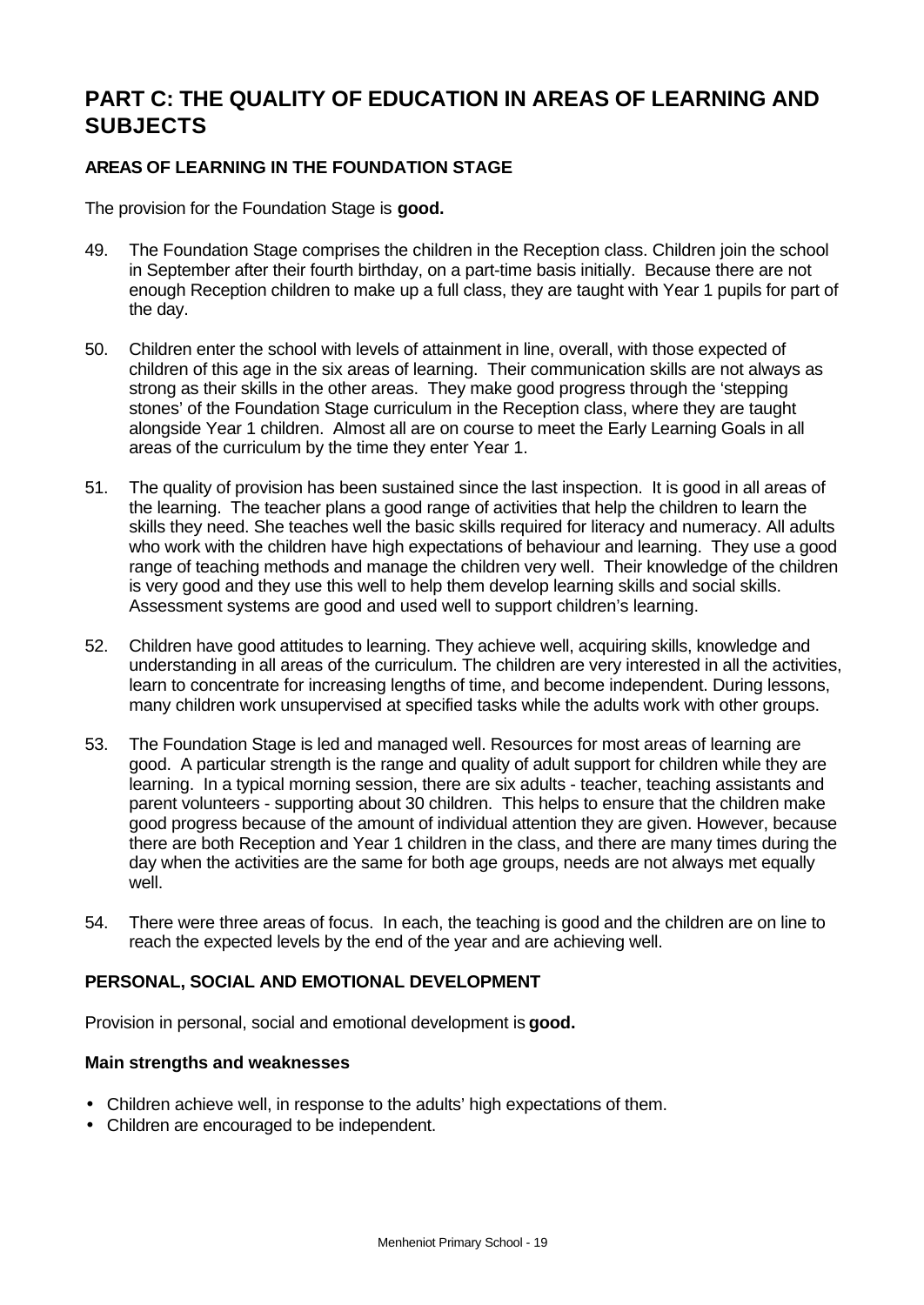# PART C: THE QUALITY OF EDUCATION IN AREAS OF LEARNING AND SUBJECTS

### AREAS OF LEARNING IN THE FOUNDATION STAGE

The provision for the Foundation Stage is **good.**

49. The Foundation Stage comprises the children in the Reception class. Children join the school in September after their fourth birthday, on a part-time basis initially. Because there are not enough Reception children to make up a full class, they are taught with Year 1 pupils for part of the day.

50. Children enter the school with levels of attainment in line, overall, with those expected of children of this age in the six areas of learning. Their communication skills are not always as strong as their skills in the other areas. They make good progress through the 'stepping stones' of the Foundation Stage curriculum in the Reception class, where they are taught alongside Year 1 children. Almost all are on course to meet the Early Learning Goals in all areas of the curriculum by the time they enter Year 1.

51. The quality of provision has been sustained since the last inspection. It is good in all areas of the learning. The teacher plans a good range of activities that help the children to learn the skills they need. She teaches well the basic skills required for literacy and numeracy. All adults who work with the children have high expectations of behaviour and learning. They use a good range of teaching methods and manage the children very well. Their knowledge of the children is very good and they use this well to help them develop learning skills and social skills. Assessment systems are good and used well to support children's learning.

52. Children have good attitudes to learning. They achieve well, acquiring skills, knowledge and understanding in all areas of the curriculum. The children are very interested in all the activities, learn to concentrate for increasing lengths of time, and become independent. During lessons, many children work unsupervised at specified tasks while the adults work with other groups.

53. The Foundation Stage is led and managed well. Resources for most areas of learning are good. A particular strength is the range and quality of adult support for children while they are learning. In a typical morning session, there are six adults - teacher, teaching assistants and parent volunteers - supporting about 30 children. This helps to ensure that the children make good progress because of the amount of individual attention they are given. However, because there are both Reception and Year 1 children in the class, and there are many times during the day when the activities are the same for both age groups, needs are not always met equally well.

54. There were three areas of focus. In each, the teaching is good and the children are on line to reach the expected levels by the end of the year and are achieving well.

### PERSONAL, SOCIAL AND EMOTIONAL DEVELOPMENT

Provision in personal, social and emotional development is **good.**

#### Main strengths and weaknesses

- Children achieve well, in response to the adults' high expectations of them.
- Children are encouraged to be independent.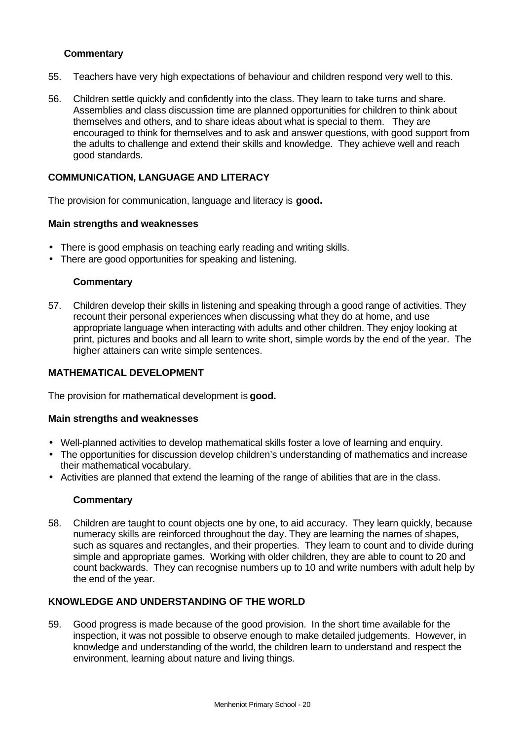**Commentary**

55. Teachers have very high expectations of behaviour and children respond very well to this.

56. Children settle quickly and confidently into the class. They learn to take turns and share. Assemblies and class discussion time are planned opportunities for children to think about themselves and others, and to share ideas about what is special to them. They are encouraged to think for themselves and to ask and answer questions, with good support from the adults to challenge and extend their skills and knowledge. They achieve well and reach good standards.

## COMMUNICATION, LANGUAGE AND LITERACY

The provision for communication, language and literacy is **good.**

### Main strengths and weaknesses

- There is good emphasis on teaching early reading and writing skills.
- There are good opportunities for speaking and listening.

**Commentary**

57. Children develop their skills in listening and speaking through a good range of activities. They recount their personal experiences when discussing what they do at home, and use appropriate language when interacting with adults and other children. They enjoy looking at print, pictures and books and all learn to write short, simple words by the end of the year. The higher attainers can write simple sentences.

## MATHEMATICAL DEVELOPMENT

The provision for mathematical development is **good.**

### Main strengths and weaknesses

- Well-planned activities to develop mathematical skills foster a love of learning and enquiry.
- The opportunities for discussion develop children's understanding of mathematics and increase their mathematical vocabulary.
- Activities are planned that extend the learning of the range of abilities that are in the class.

**Commentary**

58. Children are taught to count objects one by one, to aid accuracy. They learn quickly, because numeracy skills are reinforced throughout the day. They are learning the names of shapes, such as squares and rectangles, and their properties. They learn to count and to divide during simple and appropriate games. Working with older children, they are able to count to 20 and count backwards. They can recognise numbers up to 10 and write numbers with adult help by the end of the year.

## KNOWLEDGE AND UNDERSTANDING OF THE WORLD

59. Good progress is made because of the good provision. In the short time available for the inspection, it was not possible to observe enough to make detailed judgements. However, in knowledge and understanding of the world, the children learn to understand and respect the environment, learning about nature and living things.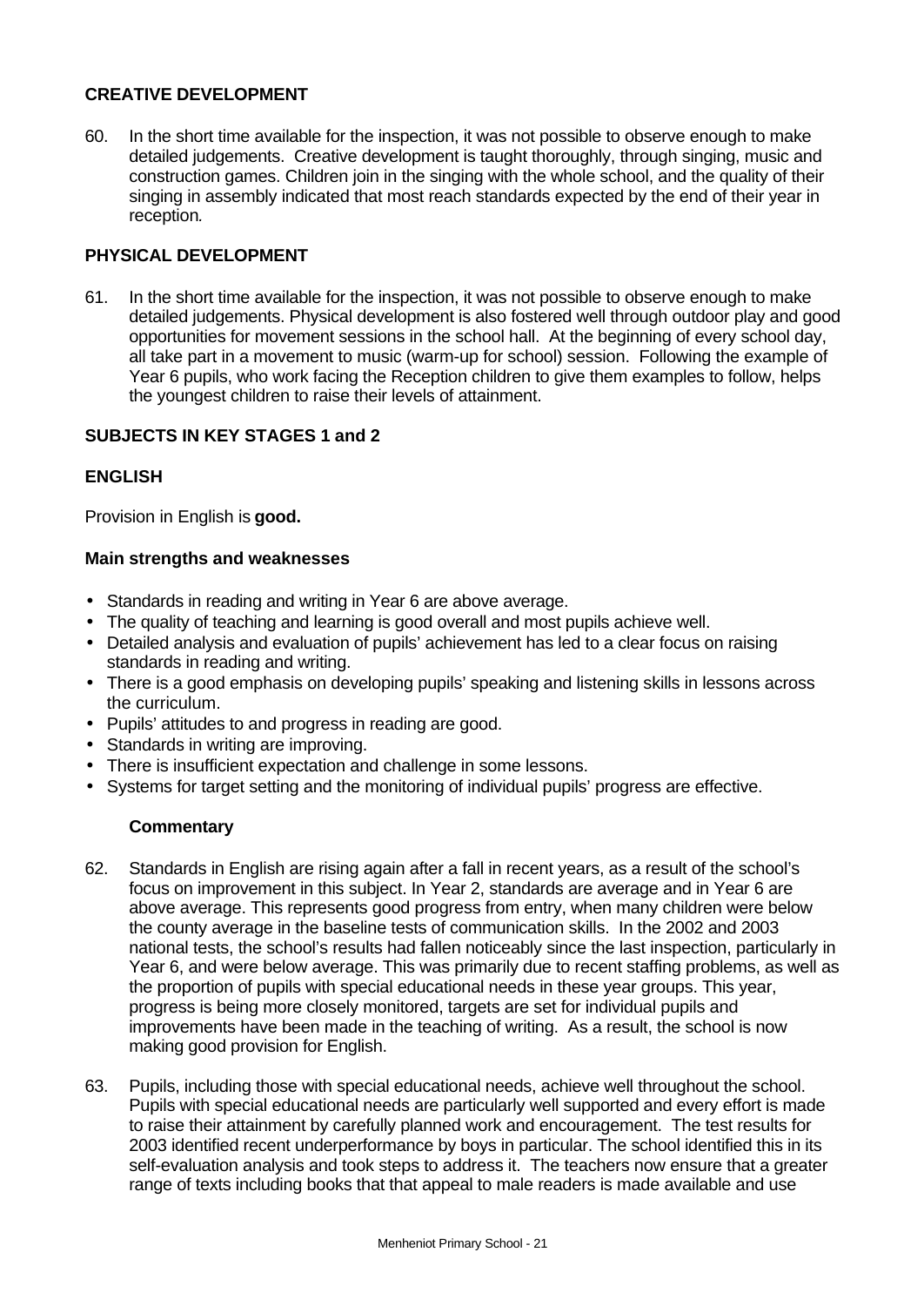### CREATIVE DEVELOPMENT

60. In the short time available for the inspection, it was not possible to observe enough to make detailed judgements. Creative development is taught thoroughly, through singing, music and construction games. Children join in the singing with the whole school, and the quality of their singing in assembly indicated that most reach standards expected by the end of their year in reception.

### PHYSICAL DEVELOPMENT

61. In the short time available for the inspection, it was not possible to observe enough to make detailed judgements. Physical development is also fostered well through outdoor play and good opportunities for movement sessions in the school hall. At the beginning of every school day, all take part in a movement to music (warm-up for school) session. Following the example of Year 6 pupils, who work facing the Reception children to give them examples to follow, helps the youngest children to raise their levels of attainment.

## SUBJECTS IN KEY STAGES 1 and 2

### ENGLISH

Provision in English is **good.**

**Main strengths and weaknesses**

- Standards in reading and writing in Year 6 are above average.
- The quality of teaching and learning is good overall and most pupils achieve well.
- Detailed analysis and evaluation of pupils' achievement has led to a clear focus on raising standards in reading and writing.
- There is a good emphasis on developing pupils' speaking and listening skills in lessons across the curriculum.
- Pupils' attitudes to and progress in reading are good.
- Standards in writing are improving.
- There is insufficient expectation and challenge in some lessons.
- Systems for target setting and the monitoring of individual pupils' progress are effective.

**Commentary**

62. Standards in English are rising again after a fall in recent years, as a result of the school's focus on improvement in this subject. In Year 2, standards are average and in Year 6 are above average. This represents good progress from entry, when many children were below the county average in the baseline tests of communication skills. In the 2002 and 2003 national tests, the school's results had fallen noticeably since the last inspection, particularly in Year 6, and were below average. This was primarily due to recent staffing problems, as well as the proportion of pupils with special educational needs in these year groups. This year, progress is being more closely monitored, targets are set for individual pupils and improvements have been made in the teaching of writing. As a result, the school is now making good provision for English.

63. Pupils, including those with special educational needs, achieve well throughout the school. Pupils with special educational needs are particularly well supported and every effort is made to raise their attainment by carefully planned work and encouragement. The test results for 2003 identified recent underperformance by boys in particular. The school identified this in its self-evaluation analysis and took steps to address it. The teachers now ensure that a greater range of texts including books that that appeal to male readers is made available and use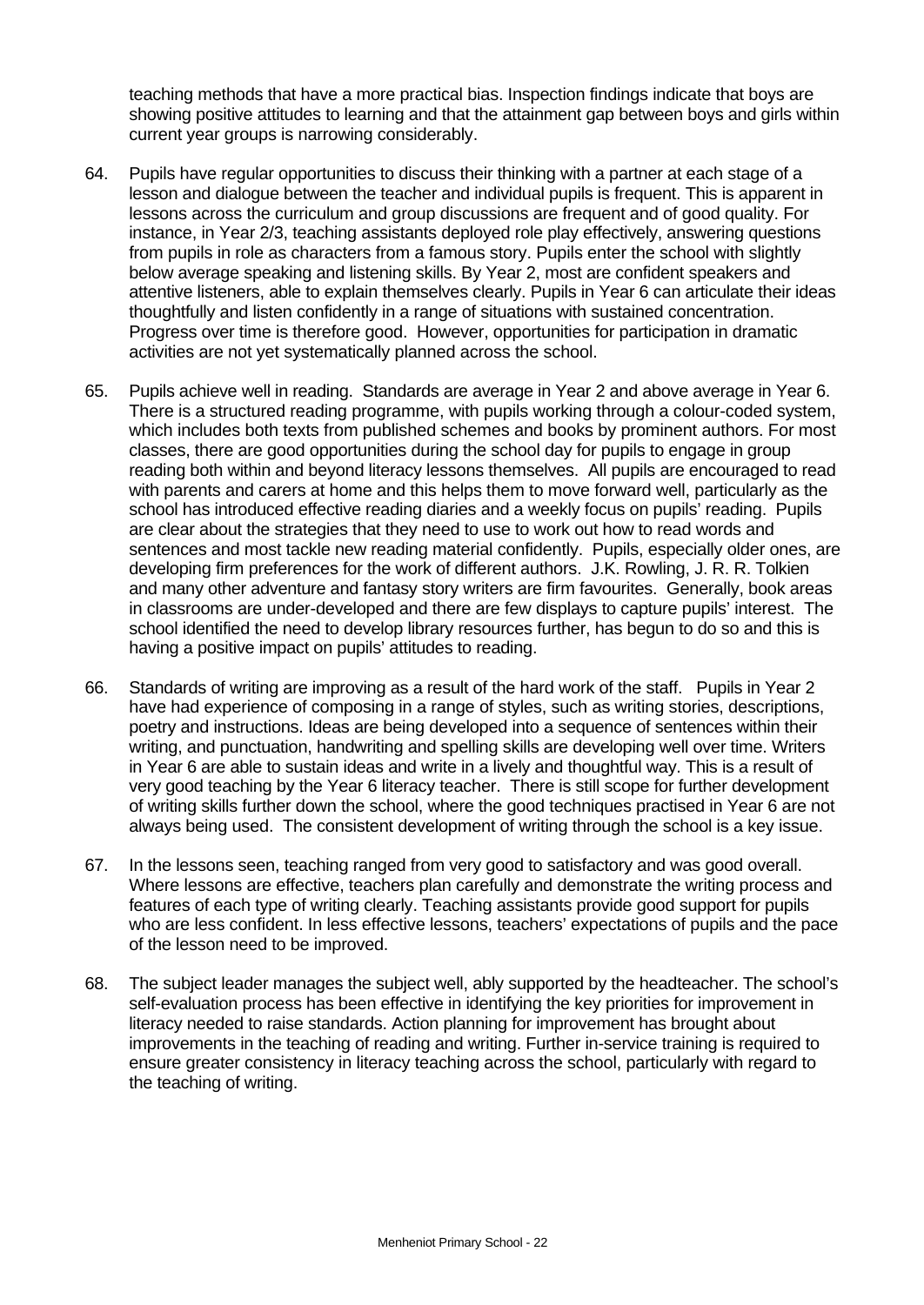teaching methods that have a more practical bias. Inspection findings indicate that boys are showing positive attitudes to learning and that the attainment gap between boys and girls within current year groups is narrowing considerably.

64. Pupils have regular opportunities to discuss their thinking with a partner at each stage of a lesson and dialogue between the teacher and individual pupils is frequent. This is apparent in lessons across the curriculum and group discussions are frequent and of good quality. For instance, in Year 2/3, teaching assistants deployed role play effectively, answering questions from pupils in role as characters from a famous story. Pupils enter the school with slightly below average speaking and listening skills. By Year 2, most are confident speakers and attentive listeners, able to explain themselves clearly. Pupils in Year 6 can articulate their ideas thoughtfully and listen confidently in a range of situations with sustained concentration. Progress over time is therefore good. However, opportunities for participation in dramatic activities are not yet systematically planned across the school.

65. Pupils achieve well in reading. Standards are average in Year 2 and above average in Year 6. There is a structured reading programme, with pupils working through a colour-coded system, which includes both texts from published schemes and books by prominent authors. For most classes, there are good opportunities during the school day for pupils to engage in group reading both within and beyond literacy lessons themselves. All pupils are encouraged to read with parents and carers at home and this helps them to move forward well, particularly as the school has introduced effective reading diaries and a weekly focus on pupils' reading. Pupils are clear about the strategies that they need to use to work out how to read words and sentences and most tackle new reading material confidently. Pupils, especially older ones, are developing firm preferences for the work of different authors. J.K. Rowling, J. R. R. Tolkien and many other adventure and fantasy story writers are firm favourites. Generally, book areas in classrooms are under-developed and there are few displays to capture pupils' interest. The school identified the need to develop library resources further, has begun to do so and this is having a positive impact on pupils' attitudes to reading.

66. Standards of writing are improving as a result of the hard work of the staff. Pupils in Year 2 have had experience of composing in a range of styles, such as writing stories, descriptions, poetry and instructions. Ideas are being developed into a sequence of sentences within their writing, and punctuation, handwriting and spelling skills are developing well over time. Writers in Year 6 are able to sustain ideas and write in a lively and thoughtful way. This is a result of very good teaching by the Year 6 literacy teacher. There is still scope for further development of writing skills further down the school, where the good techniques practised in Year 6 are not always being used. The consistent development of writing through the school is a key issue.

67. In the lessons seen, teaching ranged from very good to satisfactory and was good overall. Where lessons are effective, teachers plan carefully and demonstrate the writing process and features of each type of writing clearly. Teaching assistants provide good support for pupils who are less confident. In less effective lessons, teachers' expectations of pupils and the pace of the lesson need to be improved.

68. The subject leader manages the subject well, ably supported by the headteacher. The school's self-evaluation process has been effective in identifying the key priorities for improvement in literacy needed to raise standards. Action planning for improvement has brought about improvements in the teaching of reading and writing. Further in-service training is required to ensure greater consistency in literacy teaching across the school, particularly with regard to the teaching of writing.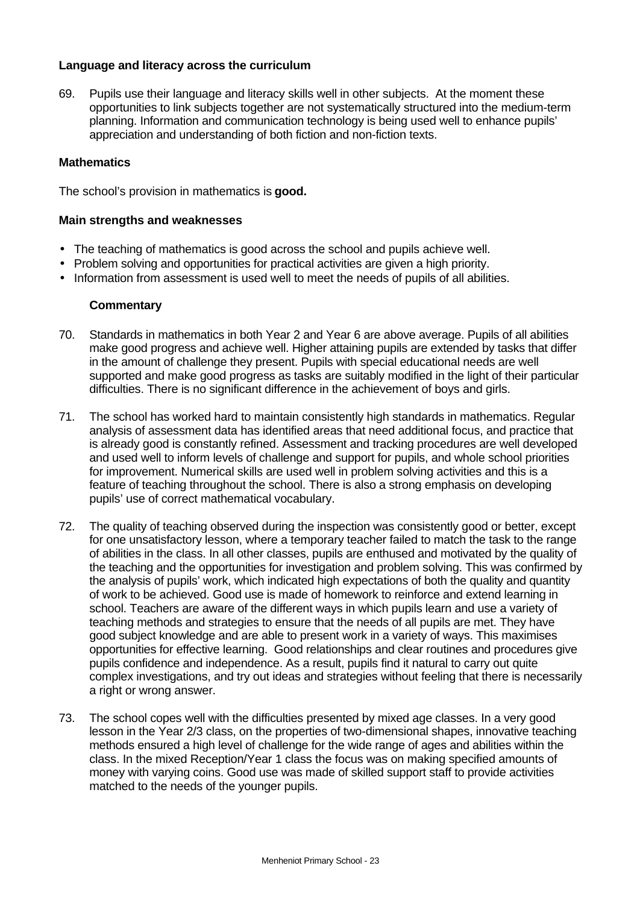**Language and literacy across the curriculum**

69. Pupils use their language and literacy skills well in other subjects. At the moment these opportunities to link subjects together are not systematically structured into the medium-term planning. Information and communication technology is being used well to enhance pupils' appreciation and understanding of both fiction and non-fiction texts.

**Mathematics**

The school's provision in mathematics is **good.**

**Main strengths and weaknesses**

- The teaching of mathematics is good across the school and pupils achieve well.
- Problem solving and opportunities for practical activities are given a high priority.
- Information from assessment is used well to meet the needs of pupils of all abilities.

**Commentary**

70. Standards in mathematics in both Year 2 and Year 6 are above average. Pupils of all abilities make good progress and achieve well. Higher attaining pupils are extended by tasks that differ in the amount of challenge they present. Pupils with special educational needs are well supported and make good progress as tasks are suitably modified in the light of their particular difficulties. There is no significant difference in the achievement of boys and girls.

71. The school has worked hard to maintain consistently high standards in mathematics. Regular analysis of assessment data has identified areas that need additional focus, and practice that is already good is constantly refined. Assessment and tracking procedures are well developed and used well to inform levels of challenge and support for pupils, and whole school priorities for improvement. Numerical skills are used well in problem solving activities and this is a feature of teaching throughout the school. There is also a strong emphasis on developing pupils' use of correct mathematical vocabulary.

72. The quality of teaching observed during the inspection was consistently good or better, except for one unsatisfactory lesson, where a temporary teacher failed to match the task to the range of abilities in the class. In all other classes, pupils are enthused and motivated by the quality of the teaching and the opportunities for investigation and problem solving. This was confirmed by the analysis of pupils' work, which indicated high expectations of both the quality and quantity of work to be achieved. Good use is made of homework to reinforce and extend learning in school. Teachers are aware of the different ways in which pupils learn and use a variety of teaching methods and strategies to ensure that the needs of all pupils are met. They have good subject knowledge and are able to present work in a variety of ways. This maximises opportunities for effective learning. Good relationships and clear routines and procedures give pupils confidence and independence. As a result, pupils find it natural to carry out quite complex investigations, and try out ideas and strategies without feeling that there is necessarily a right or wrong answer.

73. The school copes well with the difficulties presented by mixed age classes. In a very good lesson in the Year 2/3 class, on the properties of two-dimensional shapes, innovative teaching methods ensured a high level of challenge for the wide range of ages and abilities within the class. In the mixed Reception/Year 1 class the focus was on making specified amounts of money with varying coins. Good use was made of skilled support staff to provide activities matched to the needs of the younger pupils.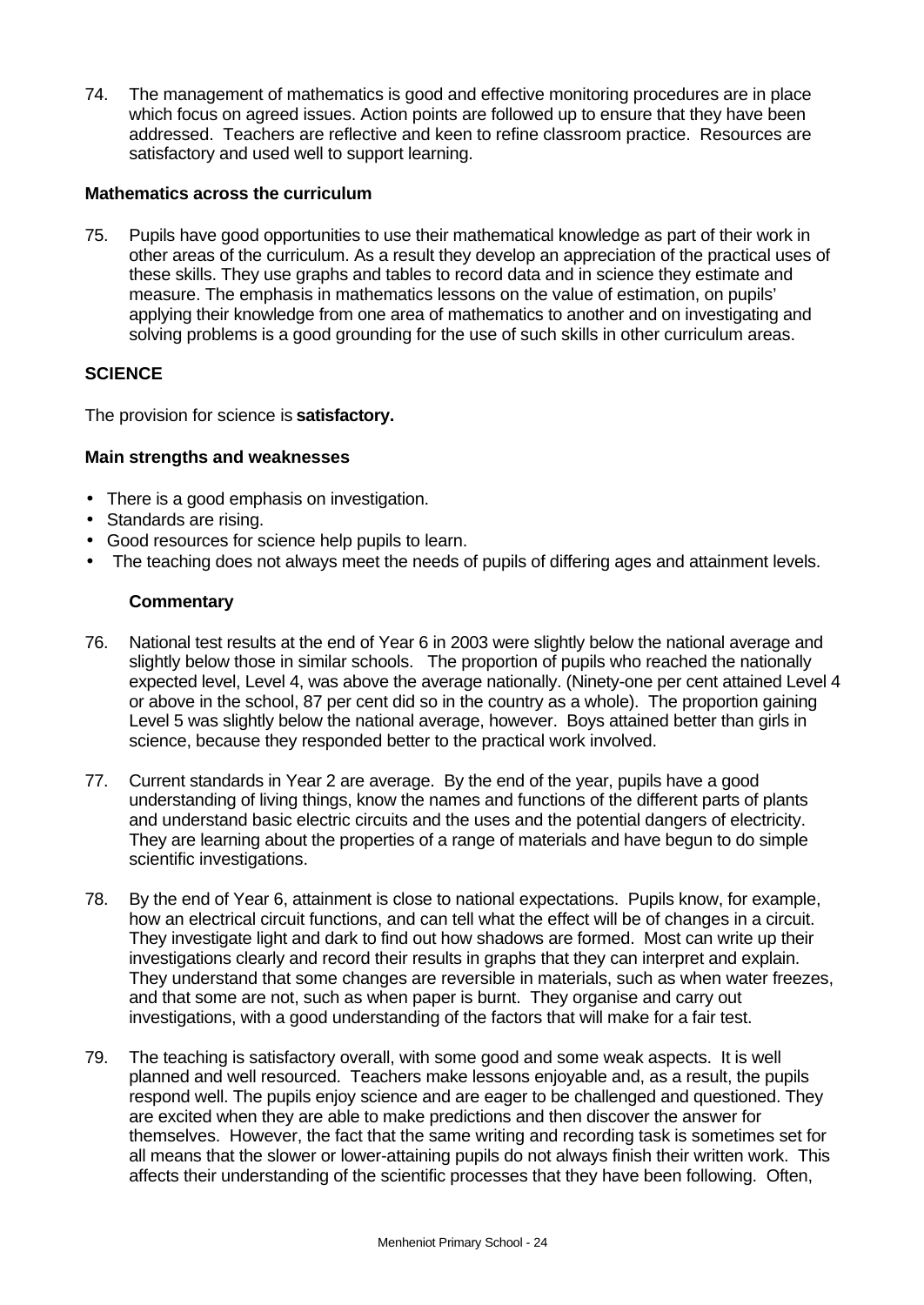74. The management of mathematics is good and effective monitoring procedures are in place which focus on agreed issues. Action points are followed up to ensure that they have been addressed. Teachers are reflective and keen to refine classroom practice. Resources are satisfactory and used well to support learning.

**Mathematics across the curriculum**

75. Pupils have good opportunities to use their mathematical knowledge as part of their work in other areas of the curriculum. As a result they develop an appreciation of the practical uses of these skills. They use graphs and tables to record data and in science they estimate and measure. The emphasis in mathematics lessons on the value of estimation, on pupils' applying their knowledge from one area of mathematics to another and on investigating and solving problems is a good grounding for the use of such skills in other curriculum areas.

## SCIENCE

The provision for science is **satisfactory.**

**Main strengths and weaknesses**

- There is a good emphasis on investigation.
- Standards are rising.
- Good resources for science help pupils to learn.
- The teaching does not always meet the needs of pupils of differing ages and attainment levels.

**Commentary**

76. National test results at the end of Year 6 in 2003 were slightly below the national average and slightly below those in similar schools. The proportion of pupils who reached the nationally expected level, Level 4, was above the average nationally. (Ninety-one per cent attained Level 4 or above in the school, 87 per cent did so in the country as a whole). The proportion gaining Level 5 was slightly below the national average, however. Boys attained better than girls in science, because they responded better to the practical work involved.

77. Current standards in Year 2 are average. By the end of the year, pupils have a good understanding of living things, know the names and functions of the different parts of plants and understand basic electric circuits and the uses and the potential dangers of electricity. They are learning about the properties of a range of materials and have begun to do simple scientific investigations.

78. By the end of Year 6, attainment is close to national expectations. Pupils know, for example, how an electrical circuit functions, and can tell what the effect will be of changes in a circuit. They investigate light and dark to find out how shadows are formed. Most can write up their investigations clearly and record their results in graphs that they can interpret and explain. They understand that some changes are reversible in materials, such as when water freezes, and that some are not, such as when paper is burnt. They organise and carry out investigations, with a good understanding of the factors that will make for a fair test.

79. The teaching is satisfactory overall, with some good and some weak aspects. It is well planned and well resourced. Teachers make lessons enjoyable and, as a result, the pupils respond well. The pupils enjoy science and are eager to be challenged and questioned. They are excited when they are able to make predictions and then discover the answer for themselves. However, the fact that the same writing and recording task is sometimes set for all means that the slower or lower-attaining pupils do not always finish their written work. This affects their understanding of the scientific processes that they have been following. Often,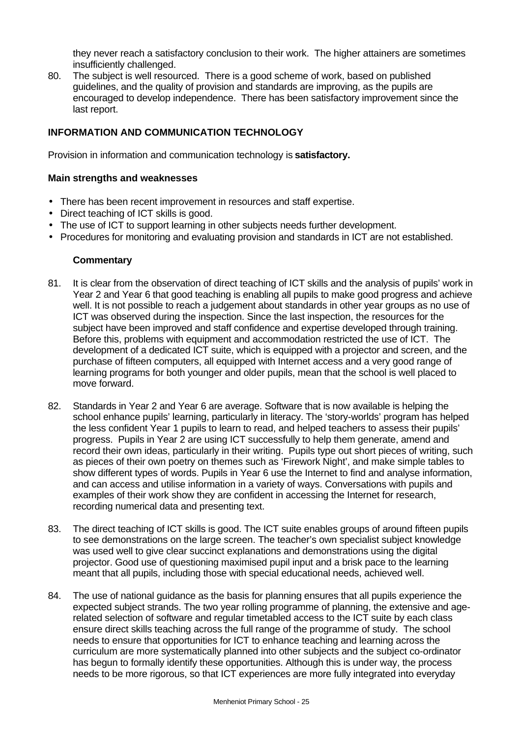they never reach a satisfactory conclusion to their work. The higher attainers are sometimes insufficiently challenged.

80. The subject is well resourced. There is a good scheme of work, based on published guidelines, and the quality of provision and standards are improving, as the pupils are encouraged to develop independence. There has been satisfactory improvement since the last report.

## INFORMATION AND COMMUNICATION TECHNOLOGY

Provision in information and communication technology is **satisfactory.**

### Main strengths and weaknesses

- There has been recent improvement in resources and staff expertise.
- Direct teaching of ICT skills is good.
- The use of ICT to support learning in other subjects needs further development.
- Procedures for monitoring and evaluating provision and standards in ICT are not established.

### Commentary

81. It is clear from the observation of direct teaching of ICT skills and the analysis of pupils' work in Year 2 and Year 6 that good teaching is enabling all pupils to make good progress and achieve well. It is not possible to reach a judgement about standards in other year groups as no use of ICT was observed during the inspection. Since the last inspection, the resources for the subject have been improved and staff confidence and expertise developed through training. Before this, problems with equipment and accommodation restricted the use of ICT. The development of a dedicated ICT suite, which is equipped with a projector and screen, and the purchase of fifteen computers, all equipped with Internet access and a very good range of learning programs for both younger and older pupils, mean that the school is well placed to move forward.

82. Standards in Year 2 and Year 6 are average. Software that is now available is helping the school enhance pupils' learning, particularly in literacy. The 'story-worlds' program has helped the less confident Year 1 pupils to learn to read, and helped teachers to assess their pupils' progress. Pupils in Year 2 are using ICT successfully to help them generate, amend and record their own ideas, particularly in their writing. Pupils type out short pieces of writing, such as pieces of their own poetry on themes such as 'Firework Night', and make simple tables to show different types of words. Pupils in Year 6 use the Internet to find and analyse information, and can access and utilise information in a variety of ways. Conversations with pupils and examples of their work show they are confident in accessing the Internet for research, recording numerical data and presenting text.

83. The direct teaching of ICT skills is good. The ICT suite enables groups of around fifteen pupils to see demonstrations on the large screen. The teacher's own specialist subject knowledge was used well to give clear succinct explanations and demonstrations using the digital projector. Good use of questioning maximised pupil input and a brisk pace to the learning meant that all pupils, including those with special educational needs, achieved well.

84. The use of national guidance as the basis for planning ensures that all pupils experience the expected subject strands. The two year rolling programme of planning, the extensive and age-related selection of software and regular timetabled access to the ICT suite by each class ensure direct skills teaching across the full range of the programme of study. The school needs to ensure that opportunities for ICT to enhance teaching and learning across the curriculum are more systematically planned into other subjects and the subject co-ordinator has begun to formally identify these opportunities. Although this is under way, the process needs to be more rigorous, so that ICT experiences are more fully integrated into everyday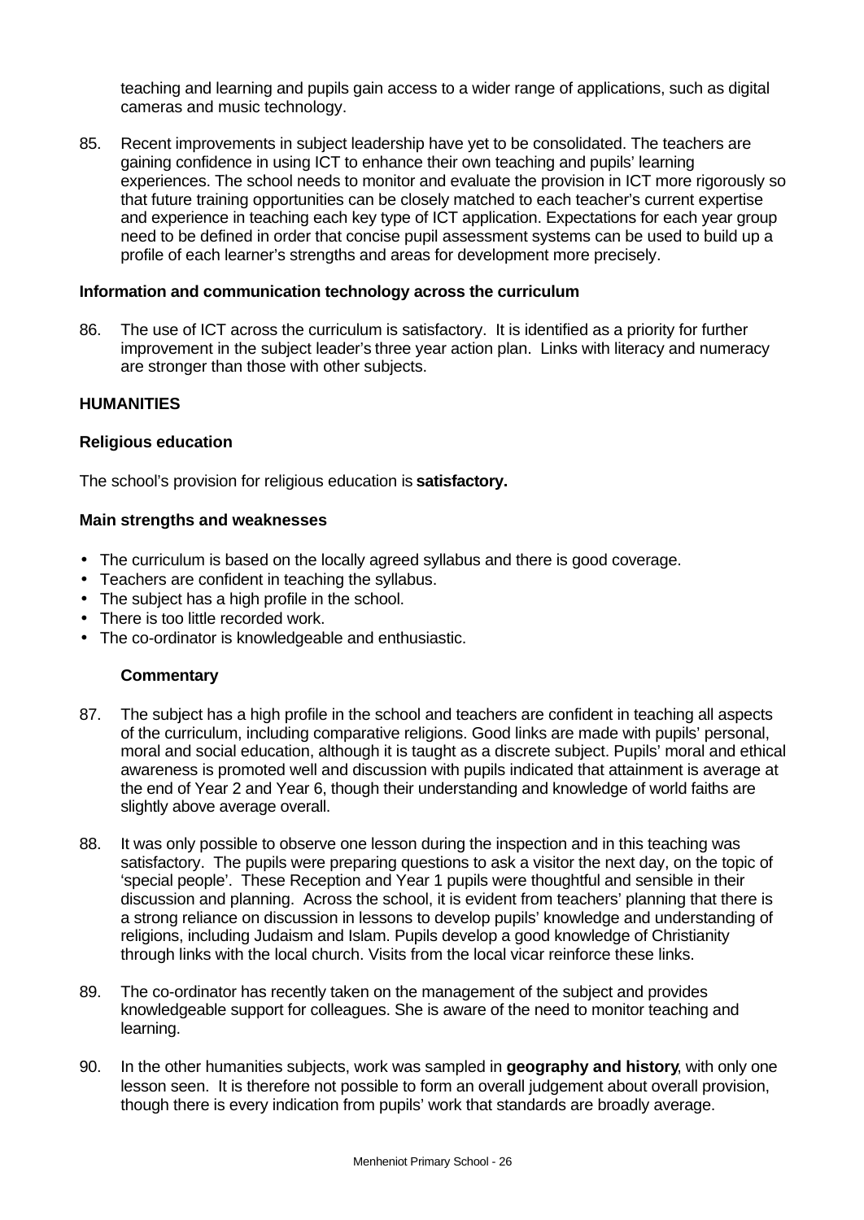teaching and learning and pupils gain access to a wider range of applications, such as digital cameras and music technology.

85. Recent improvements in subject leadership have yet to be consolidated. The teachers are gaining confidence in using ICT to enhance their own teaching and pupils' learning experiences. The school needs to monitor and evaluate the provision in ICT more rigorously so that future training opportunities can be closely matched to each teacher's current expertise and experience in teaching each key type of ICT application. Expectations for each year group need to be defined in order that concise pupil assessment systems can be used to build up a profile of each learner's strengths and areas for development more precisely.

**Information and communication technology across the curriculum**

86. The use of ICT across the curriculum is satisfactory. It is identified as a priority for further improvement in the subject leader's three year action plan. Links with literacy and numeracy are stronger than those with other subjects.

## HUMANITIES

### Religious education

The school's provision for religious education is **satisfactory.**

**Main strengths and weaknesses**

- The curriculum is based on the locally agreed syllabus and there is good coverage.
- Teachers are confident in teaching the syllabus.
- The subject has a high profile in the school.
- There is too little recorded work.
- The co-ordinator is knowledgeable and enthusiastic.

**Commentary**

87. The subject has a high profile in the school and teachers are confident in teaching all aspects of the curriculum, including comparative religions. Good links are made with pupils' personal, moral and social education, although it is taught as a discrete subject. Pupils' moral and ethical awareness is promoted well and discussion with pupils indicated that attainment is average at the end of Year 2 and Year 6, though their understanding and knowledge of world faiths are slightly above average overall.

88. It was only possible to observe one lesson during the inspection and in this teaching was satisfactory. The pupils were preparing questions to ask a visitor the next day, on the topic of 'special people'. These Reception and Year 1 pupils were thoughtful and sensible in their discussion and planning. Across the school, it is evident from teachers' planning that there is a strong reliance on discussion in lessons to develop pupils' knowledge and understanding of religions, including Judaism and Islam. Pupils develop a good knowledge of Christianity through links with the local church. Visits from the local vicar reinforce these links.

89. The co-ordinator has recently taken on the management of the subject and provides knowledgeable support for colleagues. She is aware of the need to monitor teaching and learning.

90. In the other humanities subjects, work was sampled in **geography and history**, with only one lesson seen. It is therefore not possible to form an overall judgement about overall provision, though there is every indication from pupils' work that standards are broadly average.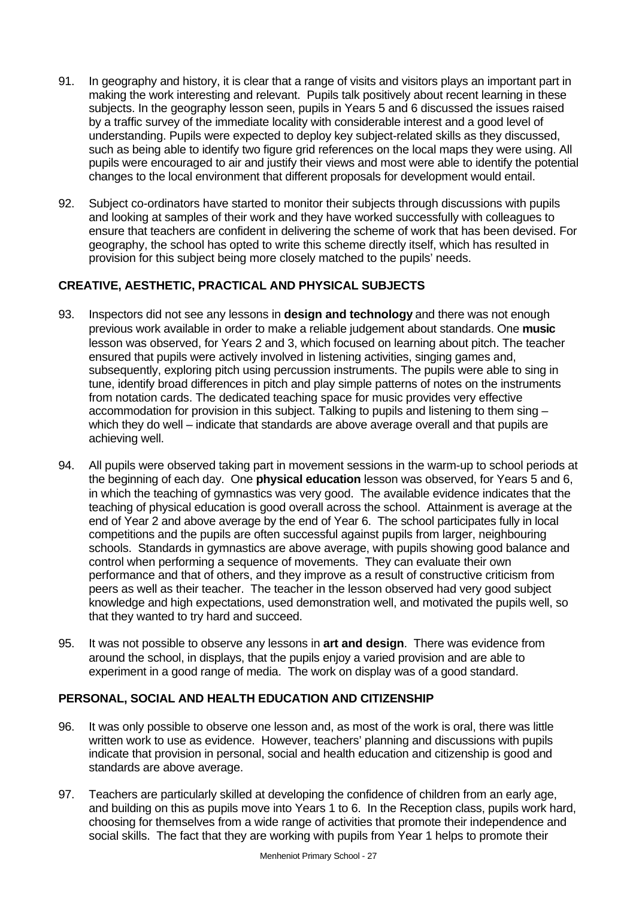91. In geography and history, it is clear that a range of visits and visitors plays an important part in making the work interesting and relevant. Pupils talk positively about recent learning in these subjects. In the geography lesson seen, pupils in Years 5 and 6 discussed the issues raised by a traffic survey of the immediate locality with considerable interest and a good level of understanding. Pupils were expected to deploy key subject-related skills as they discussed, such as being able to identify two figure grid references on the local maps they were using. All pupils were encouraged to air and justify their views and most were able to identify the potential changes to the local environment that different proposals for development would entail.

92. Subject co-ordinators have started to monitor their subjects through discussions with pupils and looking at samples of their work and they have worked successfully with colleagues to ensure that teachers are confident in delivering the scheme of work that has been devised. For geography, the school has opted to write this scheme directly itself, which has resulted in provision for this subject being more closely matched to the pupils' needs.

## CREATIVE, AESTHETIC, PRACTICAL AND PHYSICAL SUBJECTS

93. Inspectors did not see any lessons in **design and technology** and there was not enough previous work available in order to make a reliable judgement about standards. One **music** lesson was observed, for Years 2 and 3, which focused on learning about pitch. The teacher ensured that pupils were actively involved in listening activities, singing games and, subsequently, exploring pitch using percussion instruments. The pupils were able to sing in tune, identify broad differences in pitch and play simple patterns of notes on the instruments from notation cards. The dedicated teaching space for music provides very effective accommodation for provision in this subject. Talking to pupils and listening to them sing – which they do well – indicate that standards are above average overall and that pupils are achieving well.

94. All pupils were observed taking part in movement sessions in the warm-up to school periods at the beginning of each day. One **physical education** lesson was observed, for Years 5 and 6, in which the teaching of gymnastics was very good. The available evidence indicates that the teaching of physical education is good overall across the school. Attainment is average at the end of Year 2 and above average by the end of Year 6. The school participates fully in local competitions and the pupils are often successful against pupils from larger, neighbouring schools. Standards in gymnastics are above average, with pupils showing good balance and control when performing a sequence of movements. They can evaluate their own performance and that of others, and they improve as a result of constructive criticism from peers as well as their teacher. The teacher in the lesson observed had very good subject knowledge and high expectations, used demonstration well, and motivated the pupils well, so that they wanted to try hard and succeed.

95. It was not possible to observe any lessons in **art and design**. There was evidence from around the school, in displays, that the pupils enjoy a varied provision and are able to experiment in a good range of media. The work on display was of a good standard.

## PERSONAL, SOCIAL AND HEALTH EDUCATION AND CITIZENSHIP

96. It was only possible to observe one lesson and, as most of the work is oral, there was little written work to use as evidence. However, teachers' planning and discussions with pupils indicate that provision in personal, social and health education and citizenship is good and standards are above average.

97. Teachers are particularly skilled at developing the confidence of children from an early age, and building on this as pupils move into Years 1 to 6. In the Reception class, pupils work hard, choosing for themselves from a wide range of activities that promote their independence and social skills. The fact that they are working with pupils from Year 1 helps to promote their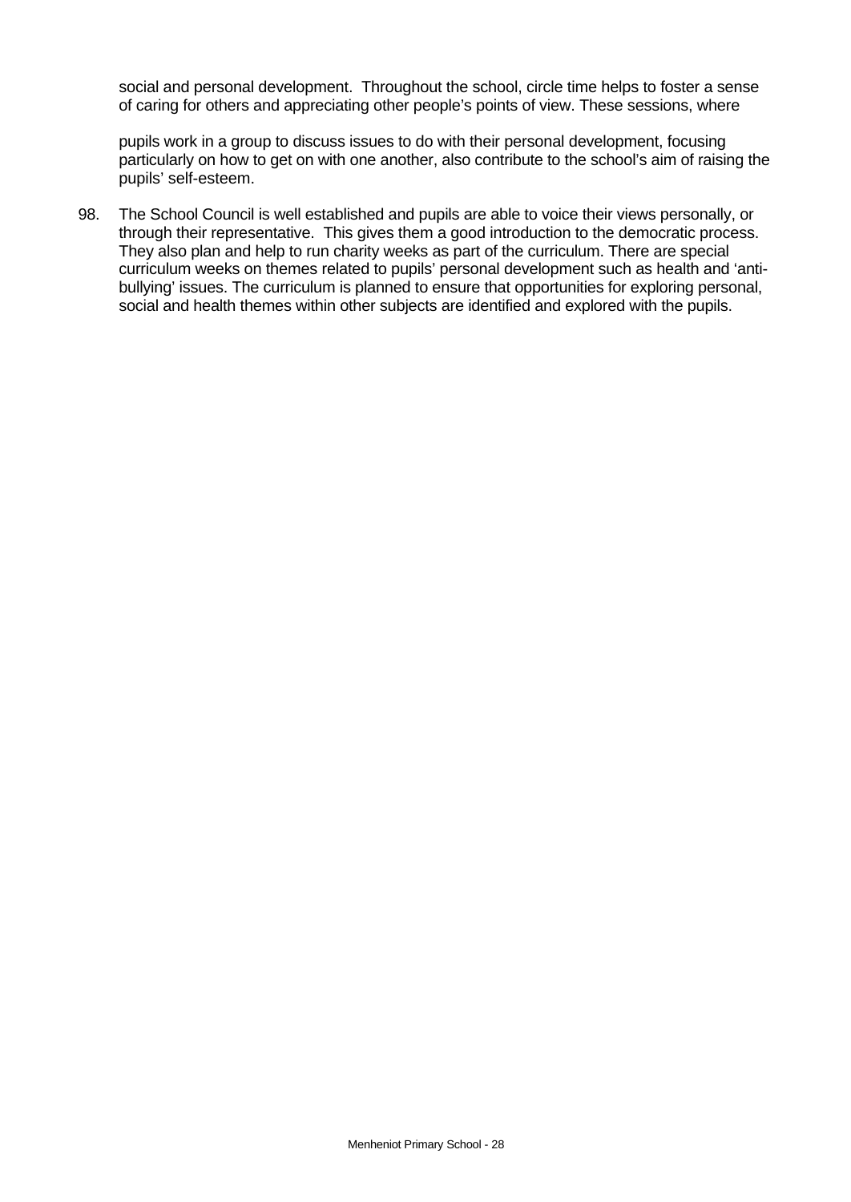social and personal development. Throughout the school, circle time helps to foster a sense of caring for others and appreciating other people's points of view. These sessions, where pupils work in a group to discuss issues to do with their personal development, focusing particularly on how to get on with one another, also contribute to the school's aim of raising the pupils' self-esteem.

98. The School Council is well established and pupils are able to voice their views personally, or through their representative. This gives them a good introduction to the democratic process. They also plan and help to run charity weeks as part of the curriculum. There are special curriculum weeks on themes related to pupils' personal development such as health and 'anti-bullying' issues. The curriculum is planned to ensure that opportunities for exploring personal, social and health themes within other subjects are identified and explored with the pupils.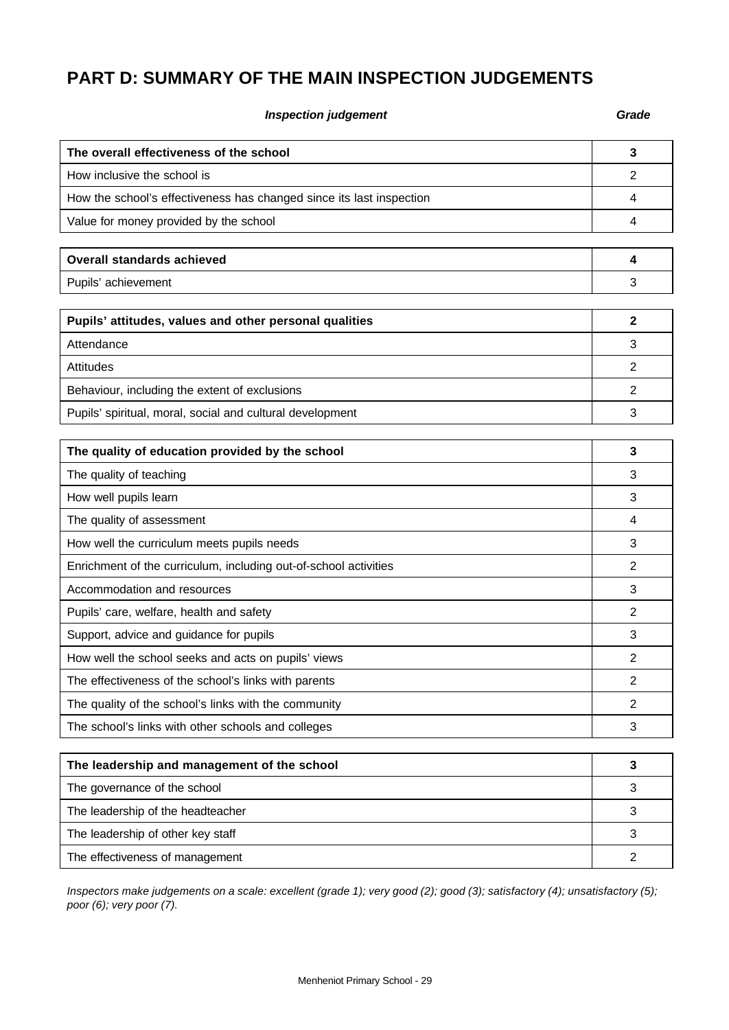# PART D: SUMMARY OF THE MAIN INSPECTION JUDGEMENTS

| *Inspection judgement* | *Grade* |
|---|---|
| **The overall effectiveness of the school** | **3** |
| How inclusive the school is | 2 |
| How the school's effectiveness has changed since its last inspection | 4 |
| Value for money provided by the school | 4 |
| **Overall standards achieved** | **4** |
| Pupils' achievement | 3 |
| **Pupils' attitudes, values and other personal qualities** | **2** |
| Attendance | 3 |
| Attitudes | 2 |
| Behaviour, including the extent of exclusions | 2 |
| Pupils' spiritual, moral, social and cultural development | 3 |
| **The quality of education provided by the school** | **3** |
| The quality of teaching | 3 |
| How well pupils learn | 3 |
| The quality of assessment | 4 |
| How well the curriculum meets pupils needs | 3 |
| Enrichment of the curriculum, including out-of-school activities | 2 |
| Accommodation and resources | 3 |
| Pupils' care, welfare, health and safety | 2 |
| Support, advice and guidance for pupils | 3 |
| How well the school seeks and acts on pupils' views | 2 |
| The effectiveness of the school's links with parents | 2 |
| The quality of the school's links with the community | 2 |
| The school's links with other schools and colleges | 3 |
| **The leadership and management of the school** | **3** |
| The governance of the school | 3 |
| The leadership of the headteacher | 3 |
| The leadership of other key staff | 3 |
| The effectiveness of management | 2 |

*Inspectors make judgements on a scale: excellent (grade 1); very good (2); good (3); satisfactory (4); unsatisfactory (5); poor (6); very poor (7).*